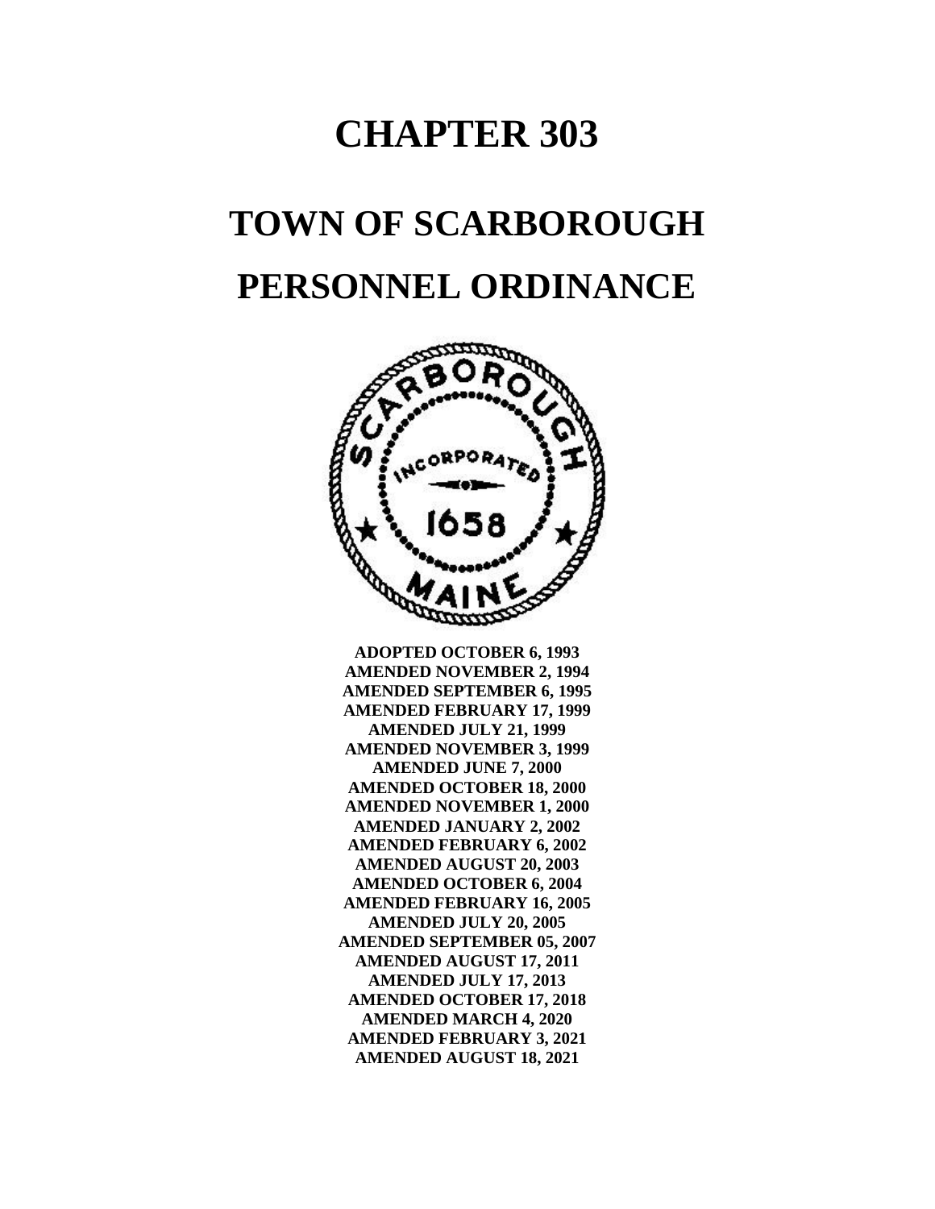# CHAPTER 303

# TOWN OF SCARBOROUGH

# PERSONNEL ORDINANCE

**ADOPTED OCTOBER 6, 1993**
**AMENDED NOVEMBER 2, 1994**
**AMENDED SEPTEMBER 6, 1995**
**AMENDED FEBRUARY 17, 1999**
**AMENDED JULY 21, 1999**
**AMENDED NOVEMBER 3, 1999**
**AMENDED JUNE 7, 2000**
**AMENDED OCTOBER 18, 2000**
**AMENDED NOVEMBER 1, 2000**
**AMENDED JANUARY 2, 2002**
**AMENDED FEBRUARY 6, 2002**
**AMENDED AUGUST 20, 2003**
**AMENDED OCTOBER 6, 2004**
**AMENDED FEBRUARY 16, 2005**
**AMENDED JULY 20, 2005**
**AMENDED SEPTEMBER 05, 2007**
**AMENDED AUGUST 17, 2011**
**AMENDED JULY 17, 2013**
**AMENDED OCTOBER 17, 2018**
**AMENDED MARCH 4, 2020**
**AMENDED FEBRUARY 3, 2021**
**AMENDED AUGUST 18, 2021**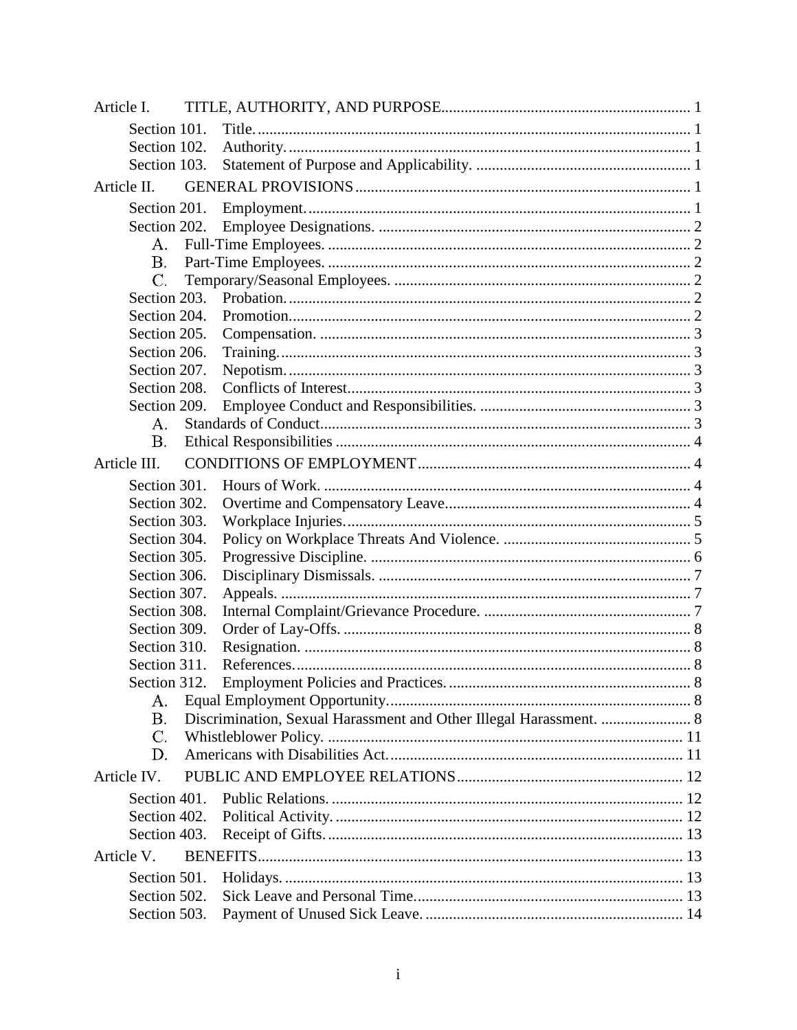Article I. TITLE, AUTHORITY, AND PURPOSE ..... 1

- Section 101. Title. ..... 1
- Section 102. Authority. ..... 1
- Section 103. Statement of Purpose and Applicability. ..... 1

Article II. GENERAL PROVISIONS ..... 1

- Section 201. Employment. ..... 1
- Section 202. Employee Designations. ..... 2
  - A. Full-Time Employees. ..... 2
  - B. Part-Time Employees. ..... 2
  - C. Temporary/Seasonal Employees. ..... 2
- Section 203. Probation. ..... 2
- Section 204. Promotion. ..... 2
- Section 205. Compensation. ..... 3
- Section 206. Training. ..... 3
- Section 207. Nepotism. ..... 3
- Section 208. Conflicts of Interest. ..... 3
- Section 209. Employee Conduct and Responsibilities. ..... 3
  - A. Standards of Conduct ..... 3
  - B. Ethical Responsibilities ..... 4

Article III. CONDITIONS OF EMPLOYMENT ..... 4

- Section 301. Hours of Work. ..... 4
- Section 302. Overtime and Compensatory Leave ..... 4
- Section 303. Workplace Injuries. ..... 5
- Section 304. Policy on Workplace Threats And Violence. ..... 5
- Section 305. Progressive Discipline. ..... 6
- Section 306. Disciplinary Dismissals. ..... 7
- Section 307. Appeals. ..... 7
- Section 308. Internal Complaint/Grievance Procedure. ..... 7
- Section 309. Order of Lay-Offs. ..... 8
- Section 310. Resignation. ..... 8
- Section 311. References. ..... 8
- Section 312. Employment Policies and Practices. ..... 8
  - A. Equal Employment Opportunity. ..... 8
  - B. Discrimination, Sexual Harassment and Other Illegal Harassment. ..... 8
  - C. Whistleblower Policy. ..... 11
  - D. Americans with Disabilities Act. ..... 11

Article IV. PUBLIC AND EMPLOYEE RELATIONS ..... 12

- Section 401. Public Relations. ..... 12
- Section 402. Political Activity. ..... 12
- Section 403. Receipt of Gifts. ..... 13

Article V. BENEFITS ..... 13

- Section 501. Holidays. ..... 13
- Section 502. Sick Leave and Personal Time ..... 13
- Section 503. Payment of Unused Sick Leave. ..... 14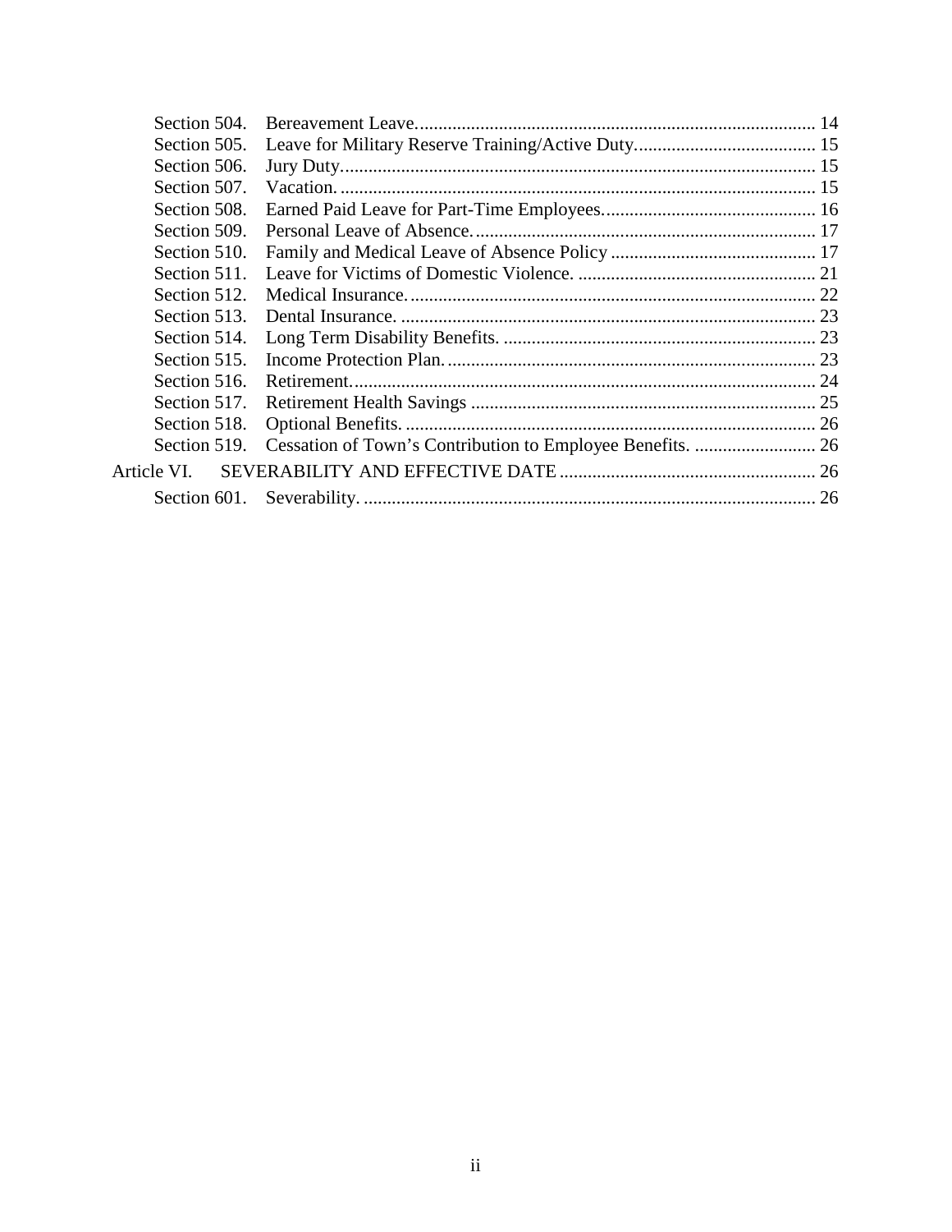| | | |
|---|---|---|
| Section 504. | Bereavement Leave. | 14 |
| Section 505. | Leave for Military Reserve Training/Active Duty. | 15 |
| Section 506. | Jury Duty. | 15 |
| Section 507. | Vacation. | 15 |
| Section 508. | Earned Paid Leave for Part-Time Employees. | 16 |
| Section 509. | Personal Leave of Absence. | 17 |
| Section 510. | Family and Medical Leave of Absence Policy | 17 |
| Section 511. | Leave for Victims of Domestic Violence. | 21 |
| Section 512. | Medical Insurance. | 22 |
| Section 513. | Dental Insurance. | 23 |
| Section 514. | Long Term Disability Benefits. | 23 |
| Section 515. | Income Protection Plan. | 23 |
| Section 516. | Retirement. | 24 |
| Section 517. | Retirement Health Savings | 25 |
| Section 518. | Optional Benefits. | 26 |
| Section 519. | Cessation of Town's Contribution to Employee Benefits. | 26 |
| Article VI. | SEVERABILITY AND EFFECTIVE DATE | 26 |
| Section 601. | Severability. | 26 |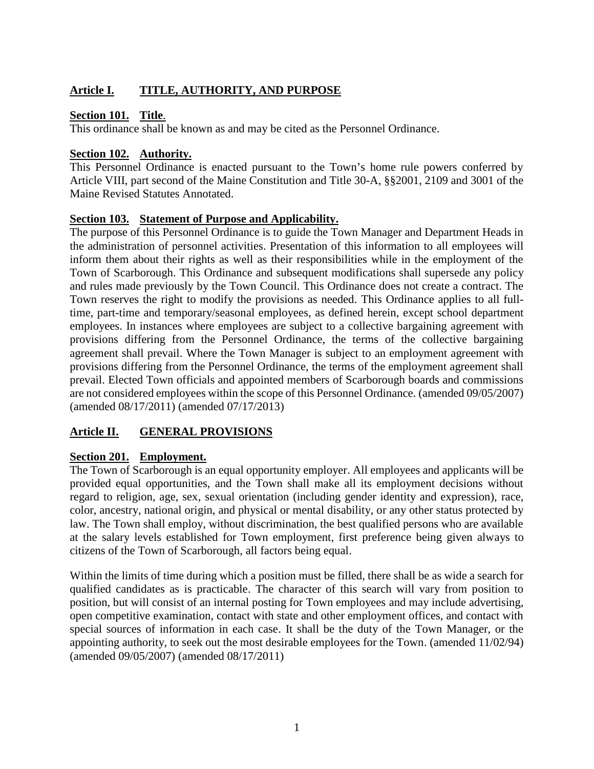## Article I. TITLE, AUTHORITY, AND PURPOSE

### Section 101. Title.

This ordinance shall be known as and may be cited as the Personnel Ordinance.

### Section 102. Authority.

This Personnel Ordinance is enacted pursuant to the Town's home rule powers conferred by Article VIII, part second of the Maine Constitution and Title 30-A, §§2001, 2109 and 3001 of the Maine Revised Statutes Annotated.

### Section 103. Statement of Purpose and Applicability.

The purpose of this Personnel Ordinance is to guide the Town Manager and Department Heads in the administration of personnel activities. Presentation of this information to all employees will inform them about their rights as well as their responsibilities while in the employment of the Town of Scarborough. This Ordinance and subsequent modifications shall supersede any policy and rules made previously by the Town Council. This Ordinance does not create a contract. The Town reserves the right to modify the provisions as needed. This Ordinance applies to all full-time, part-time and temporary/seasonal employees, as defined herein, except school department employees. In instances where employees are subject to a collective bargaining agreement with provisions differing from the Personnel Ordinance, the terms of the collective bargaining agreement shall prevail. Where the Town Manager is subject to an employment agreement with provisions differing from the Personnel Ordinance, the terms of the employment agreement shall prevail. Elected Town officials and appointed members of Scarborough boards and commissions are not considered employees within the scope of this Personnel Ordinance. (amended 09/05/2007) (amended 08/17/2011) (amended 07/17/2013)

## Article II. GENERAL PROVISIONS

### Section 201. Employment.

The Town of Scarborough is an equal opportunity employer. All employees and applicants will be provided equal opportunities, and the Town shall make all its employment decisions without regard to religion, age, sex, sexual orientation (including gender identity and expression), race, color, ancestry, national origin, and physical or mental disability, or any other status protected by law. The Town shall employ, without discrimination, the best qualified persons who are available at the salary levels established for Town employment, first preference being given always to citizens of the Town of Scarborough, all factors being equal.

Within the limits of time during which a position must be filled, there shall be as wide a search for qualified candidates as is practicable. The character of this search will vary from position to position, but will consist of an internal posting for Town employees and may include advertising, open competitive examination, contact with state and other employment offices, and contact with special sources of information in each case. It shall be the duty of the Town Manager, or the appointing authority, to seek out the most desirable employees for the Town. (amended 11/02/94) (amended 09/05/2007) (amended 08/17/2011)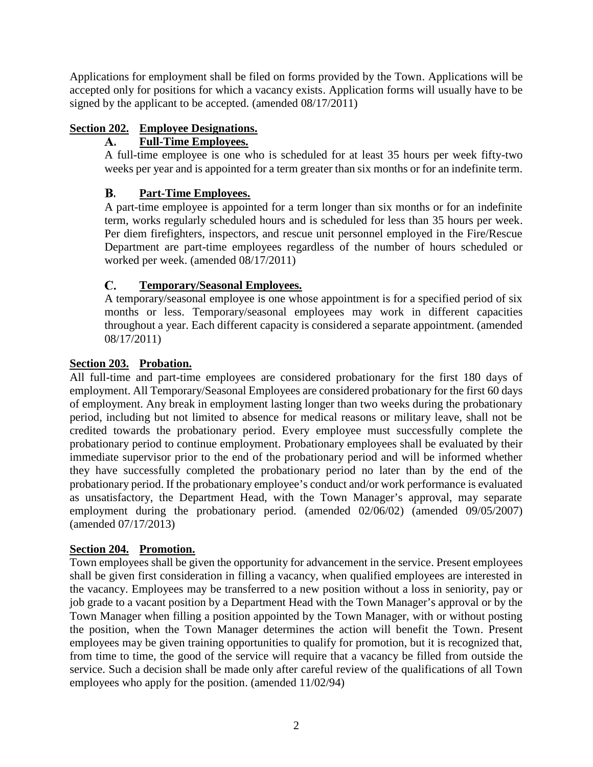Applications for employment shall be filed on forms provided by the Town. Applications will be accepted only for positions for which a vacancy exists. Application forms will usually have to be signed by the applicant to be accepted. (amended 08/17/2011)

## Section 202. Employee Designations.

### A. Full-Time Employees.

A full-time employee is one who is scheduled for at least 35 hours per week fifty-two weeks per year and is appointed for a term greater than six months or for an indefinite term.

### B. Part-Time Employees.

A part-time employee is appointed for a term longer than six months or for an indefinite term, works regularly scheduled hours and is scheduled for less than 35 hours per week. Per diem firefighters, inspectors, and rescue unit personnel employed in the Fire/Rescue Department are part-time employees regardless of the number of hours scheduled or worked per week. (amended 08/17/2011)

### C. Temporary/Seasonal Employees.

A temporary/seasonal employee is one whose appointment is for a specified period of six months or less. Temporary/seasonal employees may work in different capacities throughout a year. Each different capacity is considered a separate appointment. (amended 08/17/2011)

## Section 203. Probation.

All full-time and part-time employees are considered probationary for the first 180 days of employment. All Temporary/Seasonal Employees are considered probationary for the first 60 days of employment. Any break in employment lasting longer than two weeks during the probationary period, including but not limited to absence for medical reasons or military leave, shall not be credited towards the probationary period. Every employee must successfully complete the probationary period to continue employment. Probationary employees shall be evaluated by their immediate supervisor prior to the end of the probationary period and will be informed whether they have successfully completed the probationary period no later than by the end of the probationary period. If the probationary employee's conduct and/or work performance is evaluated as unsatisfactory, the Department Head, with the Town Manager's approval, may separate employment during the probationary period. (amended 02/06/02) (amended 09/05/2007) (amended 07/17/2013)

## Section 204. Promotion.

Town employees shall be given the opportunity for advancement in the service. Present employees shall be given first consideration in filling a vacancy, when qualified employees are interested in the vacancy. Employees may be transferred to a new position without a loss in seniority, pay or job grade to a vacant position by a Department Head with the Town Manager's approval or by the Town Manager when filling a position appointed by the Town Manager, with or without posting the position, when the Town Manager determines the action will benefit the Town. Present employees may be given training opportunities to qualify for promotion, but it is recognized that, from time to time, the good of the service will require that a vacancy be filled from outside the service. Such a decision shall be made only after careful review of the qualifications of all Town employees who apply for the position. (amended 11/02/94)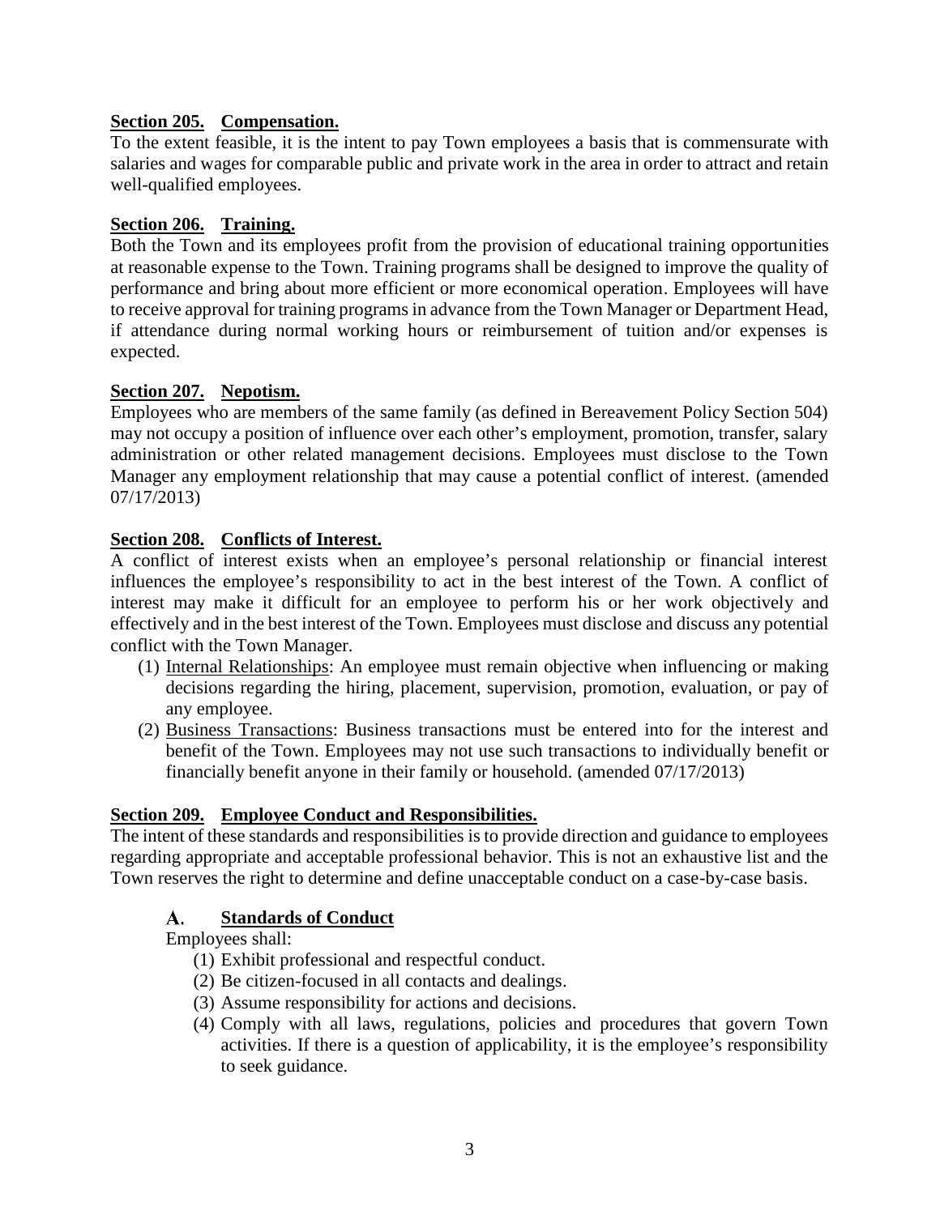**Section 205. Compensation.**

To the extent feasible, it is the intent to pay Town employees a basis that is commensurate with salaries and wages for comparable public and private work in the area in order to attract and retain well-qualified employees.

**Section 206. Training.**

Both the Town and its employees profit from the provision of educational training opportunities at reasonable expense to the Town. Training programs shall be designed to improve the quality of performance and bring about more efficient or more economical operation. Employees will have to receive approval for training programs in advance from the Town Manager or Department Head, if attendance during normal working hours or reimbursement of tuition and/or expenses is expected.

**Section 207. Nepotism.**

Employees who are members of the same family (as defined in Bereavement Policy Section 504) may not occupy a position of influence over each other's employment, promotion, transfer, salary administration or other related management decisions. Employees must disclose to the Town Manager any employment relationship that may cause a potential conflict of interest. (amended 07/17/2013)

**Section 208. Conflicts of Interest.**

A conflict of interest exists when an employee's personal relationship or financial interest influences the employee's responsibility to act in the best interest of the Town. A conflict of interest may make it difficult for an employee to perform his or her work objectively and effectively and in the best interest of the Town. Employees must disclose and discuss any potential conflict with the Town Manager.

(1) Internal Relationships: An employee must remain objective when influencing or making decisions regarding the hiring, placement, supervision, promotion, evaluation, or pay of any employee.

(2) Business Transactions: Business transactions must be entered into for the interest and benefit of the Town. Employees may not use such transactions to individually benefit or financially benefit anyone in their family or household. (amended 07/17/2013)

**Section 209. Employee Conduct and Responsibilities.**

The intent of these standards and responsibilities is to provide direction and guidance to employees regarding appropriate and acceptable professional behavior. This is not an exhaustive list and the Town reserves the right to determine and define unacceptable conduct on a case-by-case basis.

**A. Standards of Conduct**

Employees shall:

(1) Exhibit professional and respectful conduct.

(2) Be citizen-focused in all contacts and dealings.

(3) Assume responsibility for actions and decisions.

(4) Comply with all laws, regulations, policies and procedures that govern Town activities. If there is a question of applicability, it is the employee's responsibility to seek guidance.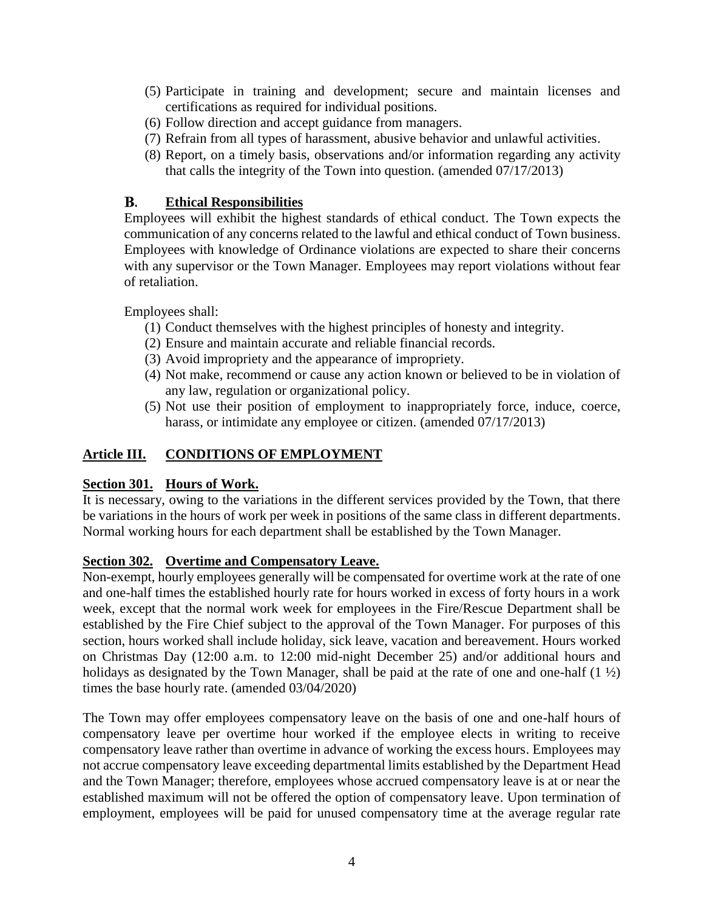(5) Participate in training and development; secure and maintain licenses and certifications as required for individual positions.
(6) Follow direction and accept guidance from managers.
(7) Refrain from all types of harassment, abusive behavior and unlawful activities.
(8) Report, on a timely basis, observations and/or information regarding any activity that calls the integrity of the Town into question. (amended 07/17/2013)

### B. Ethical Responsibilities

Employees will exhibit the highest standards of ethical conduct. The Town expects the communication of any concerns related to the lawful and ethical conduct of Town business. Employees with knowledge of Ordinance violations are expected to share their concerns with any supervisor or the Town Manager. Employees may report violations without fear of retaliation.

Employees shall:

(1) Conduct themselves with the highest principles of honesty and integrity.
(2) Ensure and maintain accurate and reliable financial records.
(3) Avoid impropriety and the appearance of impropriety.
(4) Not make, recommend or cause any action known or believed to be in violation of any law, regulation or organizational policy.
(5) Not use their position of employment to inappropriately force, induce, coerce, harass, or intimidate any employee or citizen. (amended 07/17/2013)

## Article III. CONDITIONS OF EMPLOYMENT

### Section 301. Hours of Work.

It is necessary, owing to the variations in the different services provided by the Town, that there be variations in the hours of work per week in positions of the same class in different departments. Normal working hours for each department shall be established by the Town Manager.

### Section 302. Overtime and Compensatory Leave.

Non-exempt, hourly employees generally will be compensated for overtime work at the rate of one and one-half times the established hourly rate for hours worked in excess of forty hours in a work week, except that the normal work week for employees in the Fire/Rescue Department shall be established by the Fire Chief subject to the approval of the Town Manager. For purposes of this section, hours worked shall include holiday, sick leave, vacation and bereavement. Hours worked on Christmas Day (12:00 a.m. to 12:00 mid-night December 25) and/or additional hours and holidays as designated by the Town Manager, shall be paid at the rate of one and one-half (1 ½) times the base hourly rate. (amended 03/04/2020)

The Town may offer employees compensatory leave on the basis of one and one-half hours of compensatory leave per overtime hour worked if the employee elects in writing to receive compensatory leave rather than overtime in advance of working the excess hours. Employees may not accrue compensatory leave exceeding departmental limits established by the Department Head and the Town Manager; therefore, employees whose accrued compensatory leave is at or near the established maximum will not be offered the option of compensatory leave. Upon termination of employment, employees will be paid for unused compensatory time at the average regular rate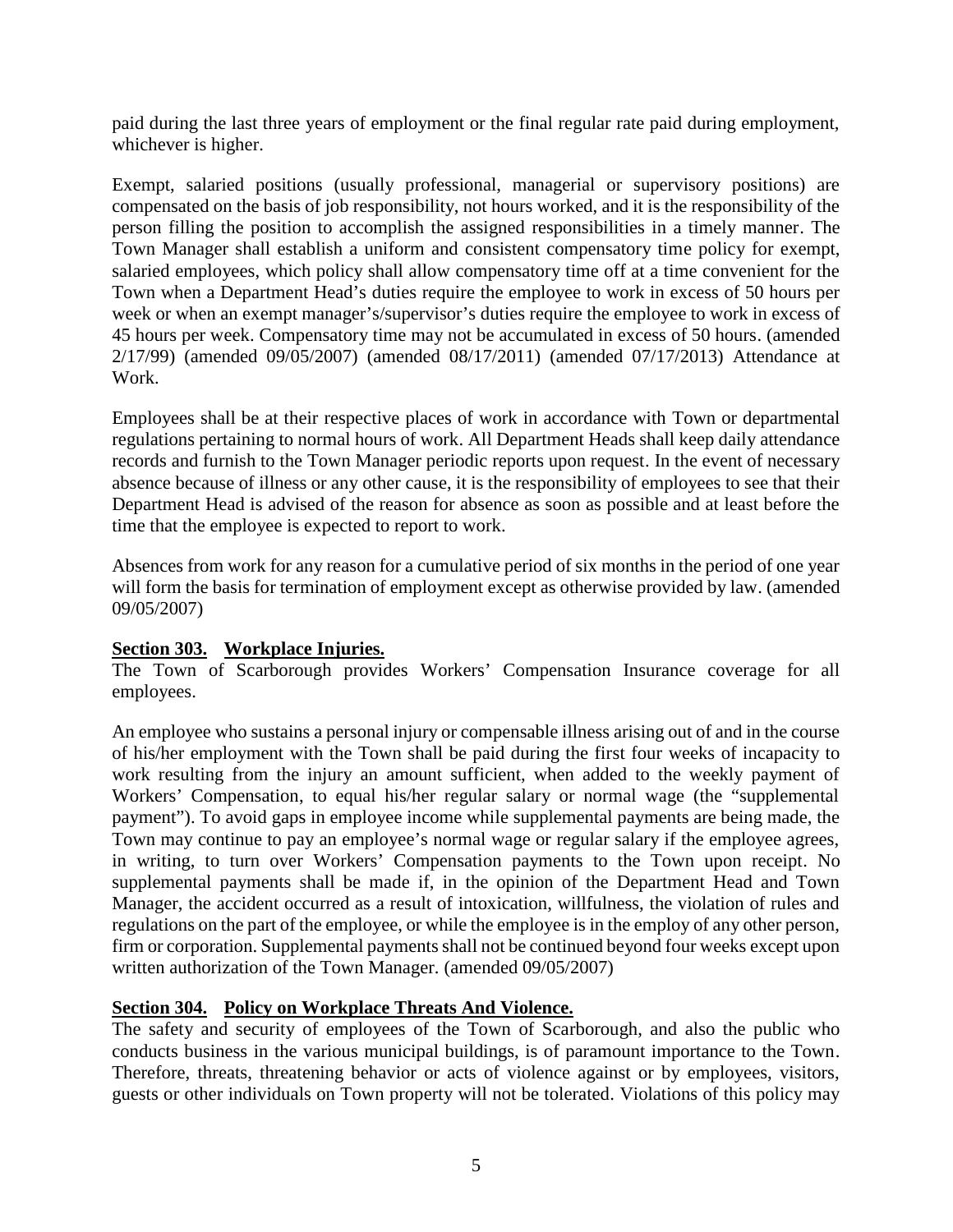paid during the last three years of employment or the final regular rate paid during employment, whichever is higher.

Exempt, salaried positions (usually professional, managerial or supervisory positions) are compensated on the basis of job responsibility, not hours worked, and it is the responsibility of the person filling the position to accomplish the assigned responsibilities in a timely manner. The Town Manager shall establish a uniform and consistent compensatory time policy for exempt, salaried employees, which policy shall allow compensatory time off at a time convenient for the Town when a Department Head's duties require the employee to work in excess of 50 hours per week or when an exempt manager's/supervisor's duties require the employee to work in excess of 45 hours per week. Compensatory time may not be accumulated in excess of 50 hours. (amended 2/17/99) (amended 09/05/2007) (amended 08/17/2011) (amended 07/17/2013) Attendance at Work.

Employees shall be at their respective places of work in accordance with Town or departmental regulations pertaining to normal hours of work. All Department Heads shall keep daily attendance records and furnish to the Town Manager periodic reports upon request. In the event of necessary absence because of illness or any other cause, it is the responsibility of employees to see that their Department Head is advised of the reason for absence as soon as possible and at least before the time that the employee is expected to report to work.

Absences from work for any reason for a cumulative period of six months in the period of one year will form the basis for termination of employment except as otherwise provided by law. (amended 09/05/2007)

**Section 303. Workplace Injuries.**

The Town of Scarborough provides Workers' Compensation Insurance coverage for all employees.

An employee who sustains a personal injury or compensable illness arising out of and in the course of his/her employment with the Town shall be paid during the first four weeks of incapacity to work resulting from the injury an amount sufficient, when added to the weekly payment of Workers' Compensation, to equal his/her regular salary or normal wage (the "supplemental payment"). To avoid gaps in employee income while supplemental payments are being made, the Town may continue to pay an employee's normal wage or regular salary if the employee agrees, in writing, to turn over Workers' Compensation payments to the Town upon receipt. No supplemental payments shall be made if, in the opinion of the Department Head and Town Manager, the accident occurred as a result of intoxication, willfulness, the violation of rules and regulations on the part of the employee, or while the employee is in the employ of any other person, firm or corporation. Supplemental payments shall not be continued beyond four weeks except upon written authorization of the Town Manager. (amended 09/05/2007)

**Section 304. Policy on Workplace Threats And Violence.**

The safety and security of employees of the Town of Scarborough, and also the public who conducts business in the various municipal buildings, is of paramount importance to the Town. Therefore, threats, threatening behavior or acts of violence against or by employees, visitors, guests or other individuals on Town property will not be tolerated. Violations of this policy may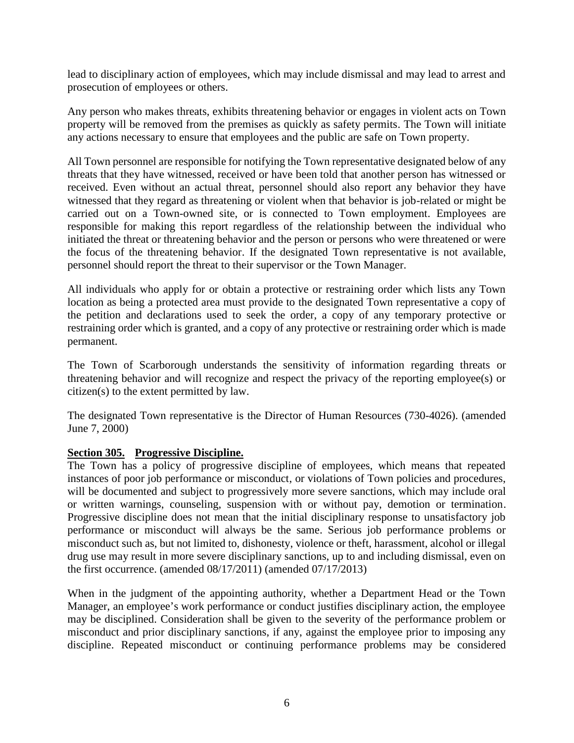lead to disciplinary action of employees, which may include dismissal and may lead to arrest and prosecution of employees or others.

Any person who makes threats, exhibits threatening behavior or engages in violent acts on Town property will be removed from the premises as quickly as safety permits. The Town will initiate any actions necessary to ensure that employees and the public are safe on Town property.

All Town personnel are responsible for notifying the Town representative designated below of any threats that they have witnessed, received or have been told that another person has witnessed or received. Even without an actual threat, personnel should also report any behavior they have witnessed that they regard as threatening or violent when that behavior is job-related or might be carried out on a Town-owned site, or is connected to Town employment. Employees are responsible for making this report regardless of the relationship between the individual who initiated the threat or threatening behavior and the person or persons who were threatened or were the focus of the threatening behavior. If the designated Town representative is not available, personnel should report the threat to their supervisor or the Town Manager.

All individuals who apply for or obtain a protective or restraining order which lists any Town location as being a protected area must provide to the designated Town representative a copy of the petition and declarations used to seek the order, a copy of any temporary protective or restraining order which is granted, and a copy of any protective or restraining order which is made permanent.

The Town of Scarborough understands the sensitivity of information regarding threats or threatening behavior and will recognize and respect the privacy of the reporting employee(s) or citizen(s) to the extent permitted by law.

The designated Town representative is the Director of Human Resources (730-4026). (amended June 7, 2000)

**Section 305. Progressive Discipline.**

The Town has a policy of progressive discipline of employees, which means that repeated instances of poor job performance or misconduct, or violations of Town policies and procedures, will be documented and subject to progressively more severe sanctions, which may include oral or written warnings, counseling, suspension with or without pay, demotion or termination. Progressive discipline does not mean that the initial disciplinary response to unsatisfactory job performance or misconduct will always be the same. Serious job performance problems or misconduct such as, but not limited to, dishonesty, violence or theft, harassment, alcohol or illegal drug use may result in more severe disciplinary sanctions, up to and including dismissal, even on the first occurrence. (amended 08/17/2011) (amended 07/17/2013)

When in the judgment of the appointing authority, whether a Department Head or the Town Manager, an employee's work performance or conduct justifies disciplinary action, the employee may be disciplined. Consideration shall be given to the severity of the performance problem or misconduct and prior disciplinary sanctions, if any, against the employee prior to imposing any discipline. Repeated misconduct or continuing performance problems may be considered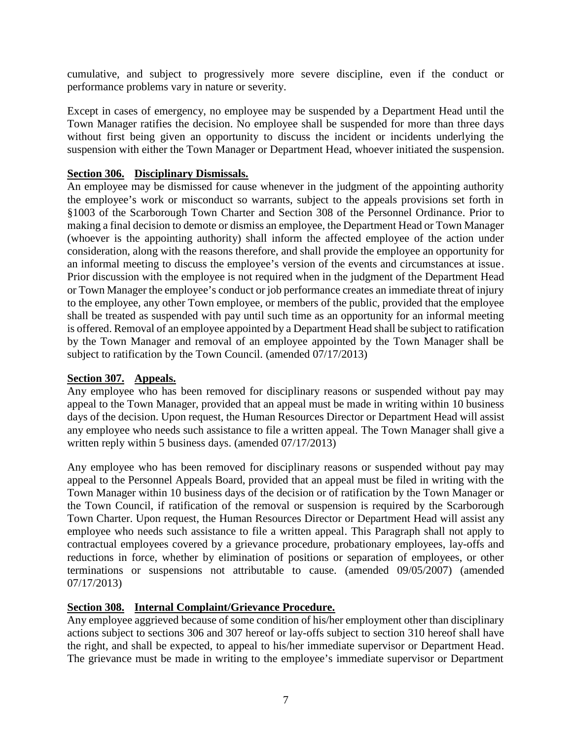cumulative, and subject to progressively more severe discipline, even if the conduct or performance problems vary in nature or severity.

Except in cases of emergency, no employee may be suspended by a Department Head until the Town Manager ratifies the decision. No employee shall be suspended for more than three days without first being given an opportunity to discuss the incident or incidents underlying the suspension with either the Town Manager or Department Head, whoever initiated the suspension.

**Section 306. Disciplinary Dismissals.**

An employee may be dismissed for cause whenever in the judgment of the appointing authority the employee's work or misconduct so warrants, subject to the appeals provisions set forth in §1003 of the Scarborough Town Charter and Section 308 of the Personnel Ordinance. Prior to making a final decision to demote or dismiss an employee, the Department Head or Town Manager (whoever is the appointing authority) shall inform the affected employee of the action under consideration, along with the reasons therefore, and shall provide the employee an opportunity for an informal meeting to discuss the employee's version of the events and circumstances at issue. Prior discussion with the employee is not required when in the judgment of the Department Head or Town Manager the employee's conduct or job performance creates an immediate threat of injury to the employee, any other Town employee, or members of the public, provided that the employee shall be treated as suspended with pay until such time as an opportunity for an informal meeting is offered. Removal of an employee appointed by a Department Head shall be subject to ratification by the Town Manager and removal of an employee appointed by the Town Manager shall be subject to ratification by the Town Council. (amended 07/17/2013)

**Section 307. Appeals.**

Any employee who has been removed for disciplinary reasons or suspended without pay may appeal to the Town Manager, provided that an appeal must be made in writing within 10 business days of the decision. Upon request, the Human Resources Director or Department Head will assist any employee who needs such assistance to file a written appeal. The Town Manager shall give a written reply within 5 business days. (amended 07/17/2013)

Any employee who has been removed for disciplinary reasons or suspended without pay may appeal to the Personnel Appeals Board, provided that an appeal must be filed in writing with the Town Manager within 10 business days of the decision or of ratification by the Town Manager or the Town Council, if ratification of the removal or suspension is required by the Scarborough Town Charter. Upon request, the Human Resources Director or Department Head will assist any employee who needs such assistance to file a written appeal. This Paragraph shall not apply to contractual employees covered by a grievance procedure, probationary employees, lay-offs and reductions in force, whether by elimination of positions or separation of employees, or other terminations or suspensions not attributable to cause. (amended 09/05/2007) (amended 07/17/2013)

**Section 308. Internal Complaint/Grievance Procedure.**

Any employee aggrieved because of some condition of his/her employment other than disciplinary actions subject to sections 306 and 307 hereof or lay-offs subject to section 310 hereof shall have the right, and shall be expected, to appeal to his/her immediate supervisor or Department Head. The grievance must be made in writing to the employee's immediate supervisor or Department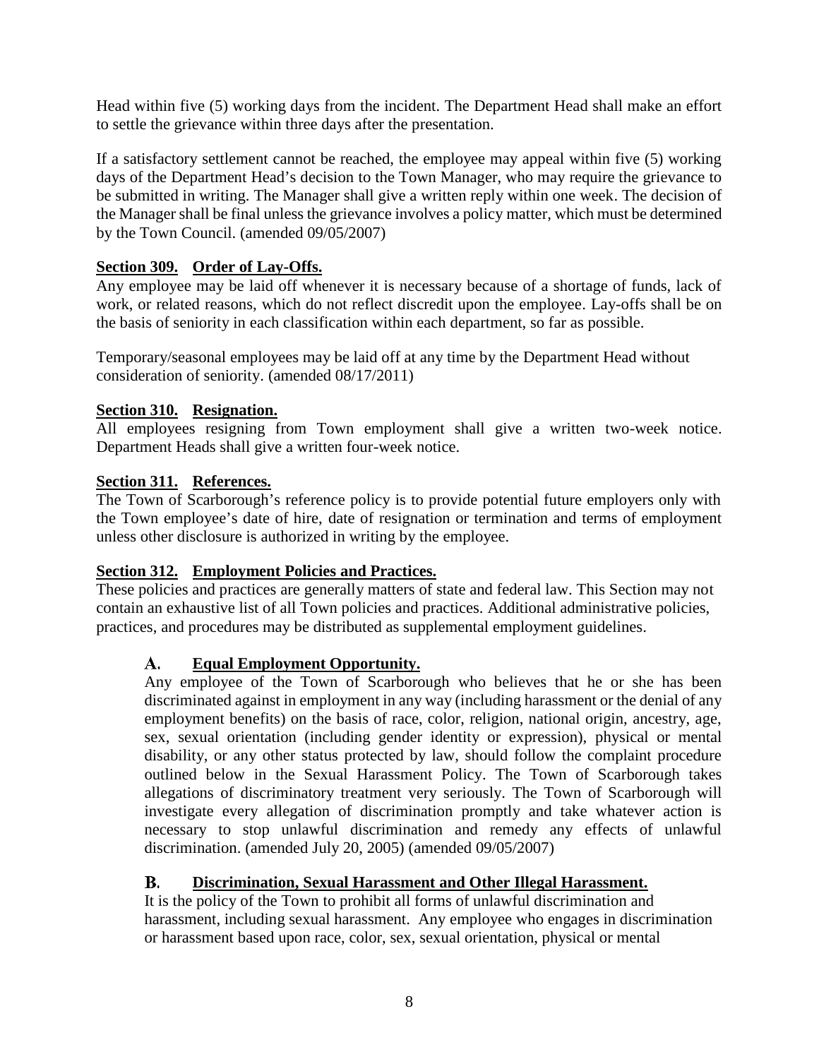Head within five (5) working days from the incident. The Department Head shall make an effort to settle the grievance within three days after the presentation.

If a satisfactory settlement cannot be reached, the employee may appeal within five (5) working days of the Department Head's decision to the Town Manager, who may require the grievance to be submitted in writing. The Manager shall give a written reply within one week. The decision of the Manager shall be final unless the grievance involves a policy matter, which must be determined by the Town Council. (amended 09/05/2007)

**Section 309. Order of Lay-Offs.**

Any employee may be laid off whenever it is necessary because of a shortage of funds, lack of work, or related reasons, which do not reflect discredit upon the employee. Lay-offs shall be on the basis of seniority in each classification within each department, so far as possible.

Temporary/seasonal employees may be laid off at any time by the Department Head without consideration of seniority. (amended 08/17/2011)

**Section 310. Resignation.**

All employees resigning from Town employment shall give a written two-week notice. Department Heads shall give a written four-week notice.

**Section 311. References.**

The Town of Scarborough's reference policy is to provide potential future employers only with the Town employee's date of hire, date of resignation or termination and terms of employment unless other disclosure is authorized in writing by the employee.

**Section 312. Employment Policies and Practices.**

These policies and practices are generally matters of state and federal law. This Section may not contain an exhaustive list of all Town policies and practices. Additional administrative policies, practices, and procedures may be distributed as supplemental employment guidelines.

**A. Equal Employment Opportunity.**

Any employee of the Town of Scarborough who believes that he or she has been discriminated against in employment in any way (including harassment or the denial of any employment benefits) on the basis of race, color, religion, national origin, ancestry, age, sex, sexual orientation (including gender identity or expression), physical or mental disability, or any other status protected by law, should follow the complaint procedure outlined below in the Sexual Harassment Policy. The Town of Scarborough takes allegations of discriminatory treatment very seriously. The Town of Scarborough will investigate every allegation of discrimination promptly and take whatever action is necessary to stop unlawful discrimination and remedy any effects of unlawful discrimination. (amended July 20, 2005) (amended 09/05/2007)

**B. Discrimination, Sexual Harassment and Other Illegal Harassment.**

It is the policy of the Town to prohibit all forms of unlawful discrimination and harassment, including sexual harassment. Any employee who engages in discrimination or harassment based upon race, color, sex, sexual orientation, physical or mental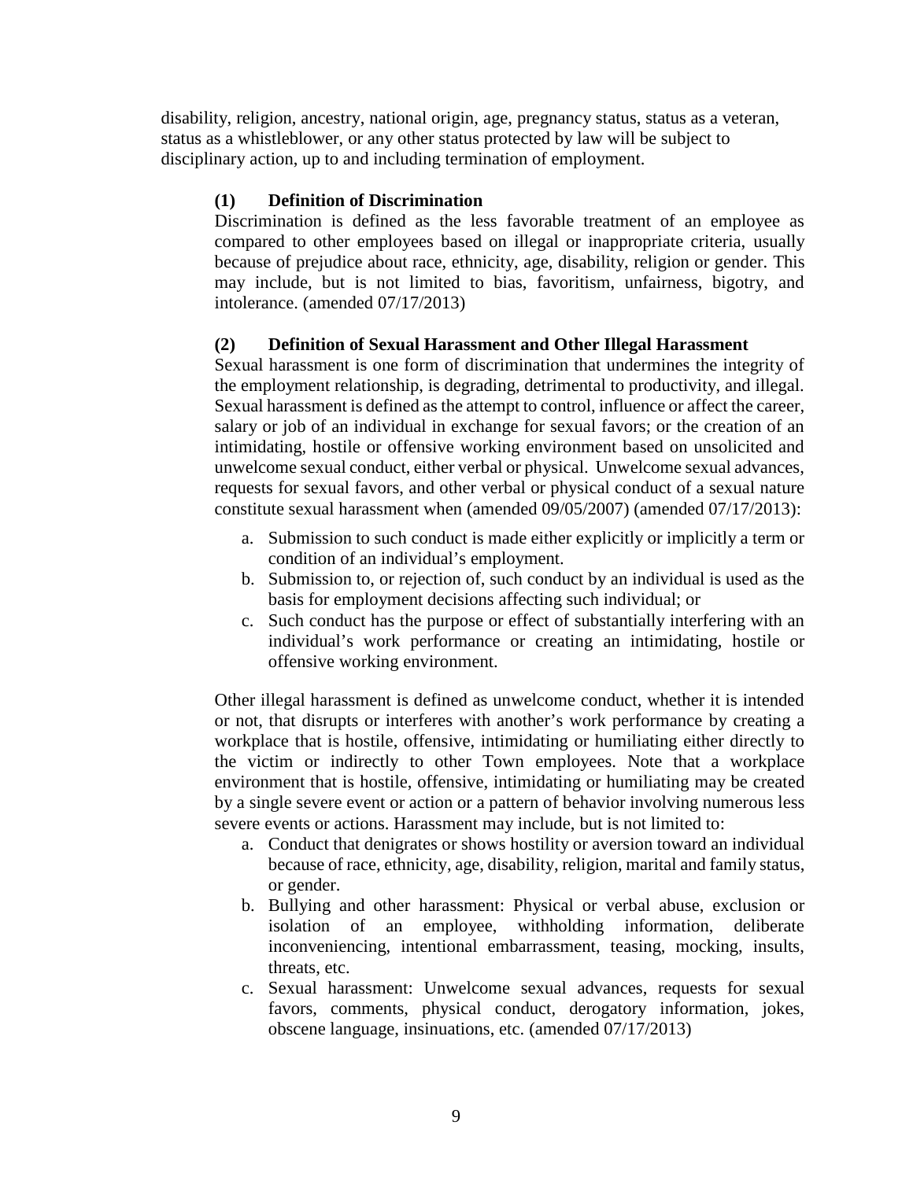disability, religion, ancestry, national origin, age, pregnancy status, status as a veteran, status as a whistleblower, or any other status protected by law will be subject to disciplinary action, up to and including termination of employment.

**(1) Definition of Discrimination**

Discrimination is defined as the less favorable treatment of an employee as compared to other employees based on illegal or inappropriate criteria, usually because of prejudice about race, ethnicity, age, disability, religion or gender. This may include, but is not limited to bias, favoritism, unfairness, bigotry, and intolerance. (amended 07/17/2013)

**(2) Definition of Sexual Harassment and Other Illegal Harassment**

Sexual harassment is one form of discrimination that undermines the integrity of the employment relationship, is degrading, detrimental to productivity, and illegal. Sexual harassment is defined as the attempt to control, influence or affect the career, salary or job of an individual in exchange for sexual favors; or the creation of an intimidating, hostile or offensive working environment based on unsolicited and unwelcome sexual conduct, either verbal or physical. Unwelcome sexual advances, requests for sexual favors, and other verbal or physical conduct of a sexual nature constitute sexual harassment when (amended 09/05/2007) (amended 07/17/2013):

a. Submission to such conduct is made either explicitly or implicitly a term or condition of an individual's employment.
b. Submission to, or rejection of, such conduct by an individual is used as the basis for employment decisions affecting such individual; or
c. Such conduct has the purpose or effect of substantially interfering with an individual's work performance or creating an intimidating, hostile or offensive working environment.

Other illegal harassment is defined as unwelcome conduct, whether it is intended or not, that disrupts or interferes with another's work performance by creating a workplace that is hostile, offensive, intimidating or humiliating either directly to the victim or indirectly to other Town employees. Note that a workplace environment that is hostile, offensive, intimidating or humiliating may be created by a single severe event or action or a pattern of behavior involving numerous less severe events or actions. Harassment may include, but is not limited to:

a. Conduct that denigrates or shows hostility or aversion toward an individual because of race, ethnicity, age, disability, religion, marital and family status, or gender.
b. Bullying and other harassment: Physical or verbal abuse, exclusion or isolation of an employee, withholding information, deliberate inconveniencing, intentional embarrassment, teasing, mocking, insults, threats, etc.
c. Sexual harassment: Unwelcome sexual advances, requests for sexual favors, comments, physical conduct, derogatory information, jokes, obscene language, insinuations, etc. (amended 07/17/2013)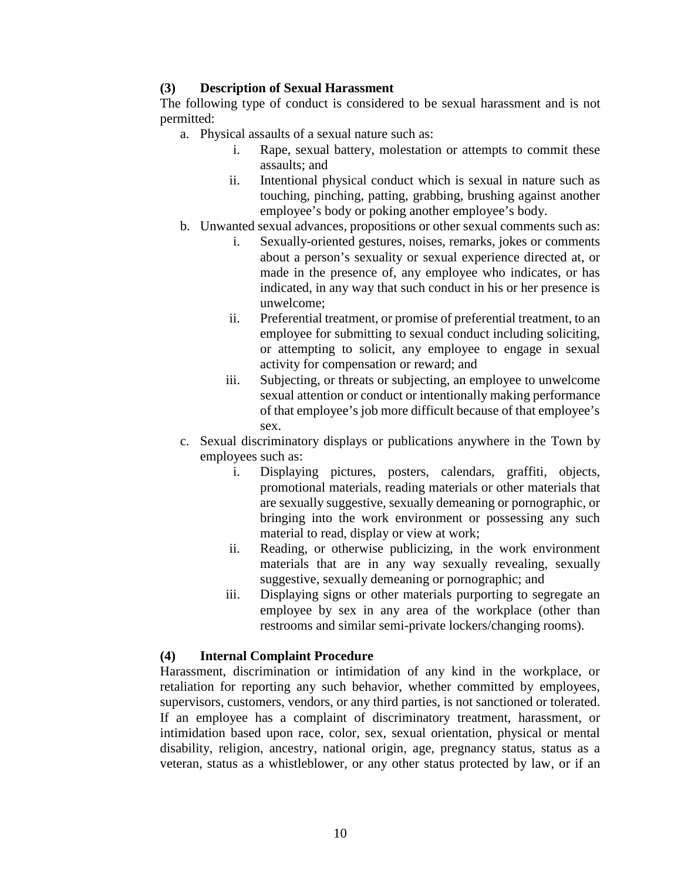### (3) Description of Sexual Harassment

The following type of conduct is considered to be sexual harassment and is not permitted:

a. Physical assaults of a sexual nature such as:
   i. Rape, sexual battery, molestation or attempts to commit these assaults; and
   ii. Intentional physical conduct which is sexual in nature such as touching, pinching, patting, grabbing, brushing against another employee's body or poking another employee's body.
b. Unwanted sexual advances, propositions or other sexual comments such as:
   i. Sexually-oriented gestures, noises, remarks, jokes or comments about a person's sexuality or sexual experience directed at, or made in the presence of, any employee who indicates, or has indicated, in any way that such conduct in his or her presence is unwelcome;
   ii. Preferential treatment, or promise of preferential treatment, to an employee for submitting to sexual conduct including soliciting, or attempting to solicit, any employee to engage in sexual activity for compensation or reward; and
   iii. Subjecting, or threats or subjecting, an employee to unwelcome sexual attention or conduct or intentionally making performance of that employee's job more difficult because of that employee's sex.
c. Sexual discriminatory displays or publications anywhere in the Town by employees such as:
   i. Displaying pictures, posters, calendars, graffiti, objects, promotional materials, reading materials or other materials that are sexually suggestive, sexually demeaning or pornographic, or bringing into the work environment or possessing any such material to read, display or view at work;
   ii. Reading, or otherwise publicizing, in the work environment materials that are in any way sexually revealing, sexually suggestive, sexually demeaning or pornographic; and
   iii. Displaying signs or other materials purporting to segregate an employee by sex in any area of the workplace (other than restrooms and similar semi-private lockers/changing rooms).

### (4) Internal Complaint Procedure

Harassment, discrimination or intimidation of any kind in the workplace, or retaliation for reporting any such behavior, whether committed by employees, supervisors, customers, vendors, or any third parties, is not sanctioned or tolerated. If an employee has a complaint of discriminatory treatment, harassment, or intimidation based upon race, color, sex, sexual orientation, physical or mental disability, religion, ancestry, national origin, age, pregnancy status, status as a veteran, status as a whistleblower, or any other status protected by law, or if an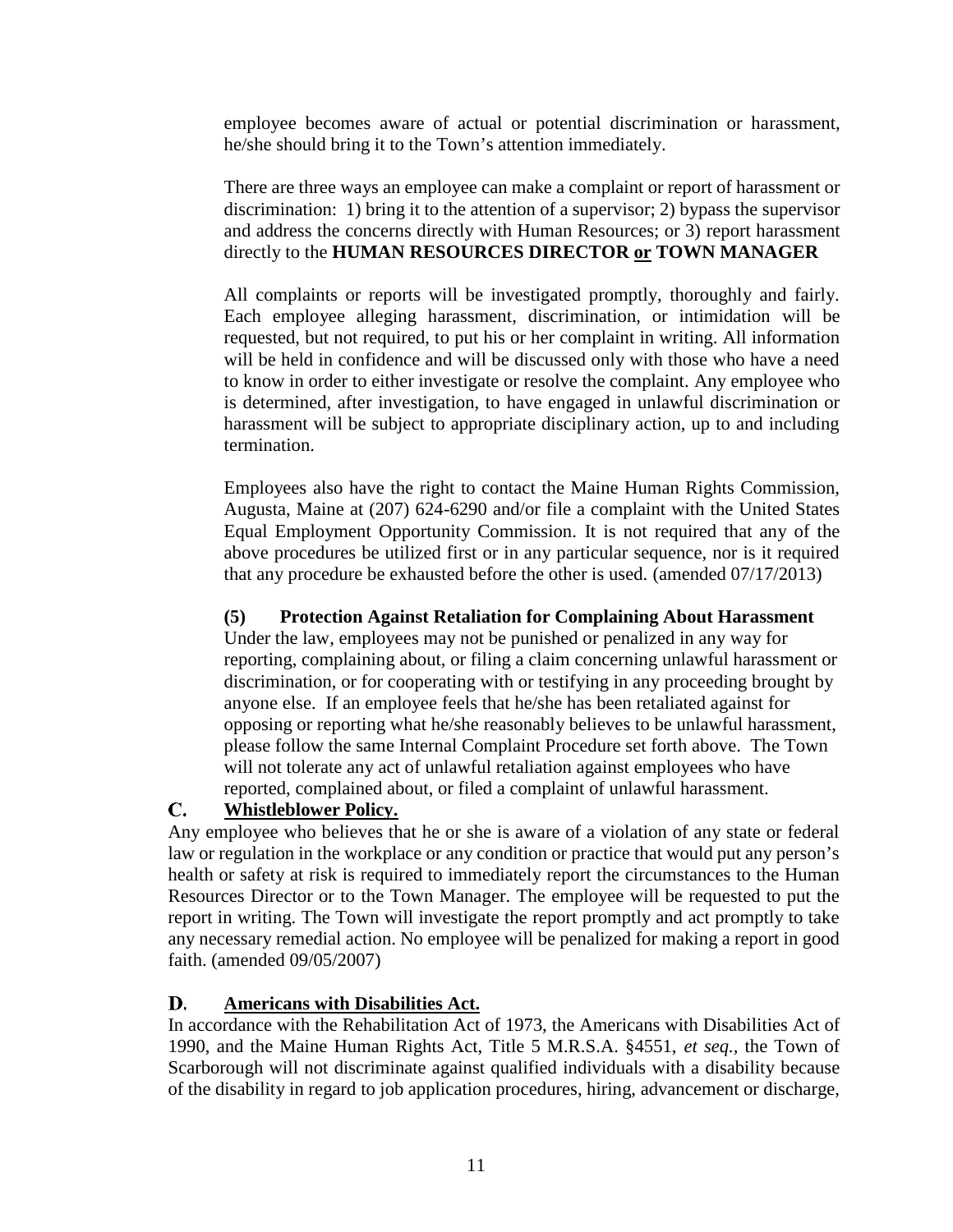employee becomes aware of actual or potential discrimination or harassment, he/she should bring it to the Town's attention immediately.

There are three ways an employee can make a complaint or report of harassment or discrimination: 1) bring it to the attention of a supervisor; 2) bypass the supervisor and address the concerns directly with Human Resources; or 3) report harassment directly to the **HUMAN RESOURCES DIRECTOR <u>or</u> TOWN MANAGER**

All complaints or reports will be investigated promptly, thoroughly and fairly. Each employee alleging harassment, discrimination, or intimidation will be requested, but not required, to put his or her complaint in writing. All information will be held in confidence and will be discussed only with those who have a need to know in order to either investigate or resolve the complaint. Any employee who is determined, after investigation, to have engaged in unlawful discrimination or harassment will be subject to appropriate disciplinary action, up to and including termination.

Employees also have the right to contact the Maine Human Rights Commission, Augusta, Maine at (207) 624-6290 and/or file a complaint with the United States Equal Employment Opportunity Commission. It is not required that any of the above procedures be utilized first or in any particular sequence, nor is it required that any procedure be exhausted before the other is used. (amended 07/17/2013)

**(5) Protection Against Retaliation for Complaining About Harassment**

Under the law, employees may not be punished or penalized in any way for reporting, complaining about, or filing a claim concerning unlawful harassment or discrimination, or for cooperating with or testifying in any proceeding brought by anyone else. If an employee feels that he/she has been retaliated against for opposing or reporting what he/she reasonably believes to be unlawful harassment, please follow the same Internal Complaint Procedure set forth above. The Town will not tolerate any act of unlawful retaliation against employees who have reported, complained about, or filed a complaint of unlawful harassment.

## C. <u>Whistleblower Policy.</u>

Any employee who believes that he or she is aware of a violation of any state or federal law or regulation in the workplace or any condition or practice that would put any person's health or safety at risk is required to immediately report the circumstances to the Human Resources Director or to the Town Manager. The employee will be requested to put the report in writing. The Town will investigate the report promptly and act promptly to take any necessary remedial action. No employee will be penalized for making a report in good faith. (amended 09/05/2007)

## D. <u>Americans with Disabilities Act.</u>

In accordance with the Rehabilitation Act of 1973, the Americans with Disabilities Act of 1990, and the Maine Human Rights Act, Title 5 M.R.S.A. §4551, *et seq.*, the Town of Scarborough will not discriminate against qualified individuals with a disability because of the disability in regard to job application procedures, hiring, advancement or discharge,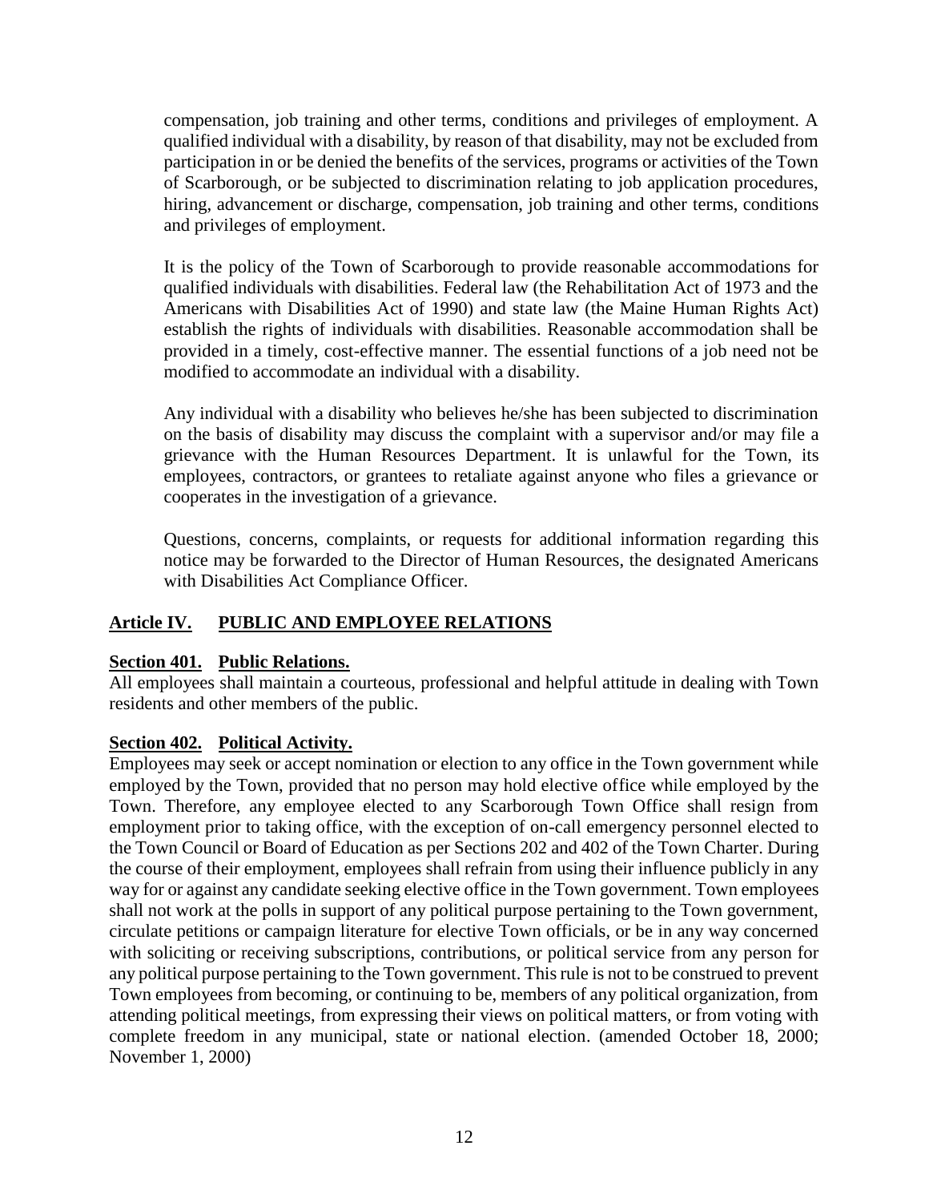compensation, job training and other terms, conditions and privileges of employment. A qualified individual with a disability, by reason of that disability, may not be excluded from participation in or be denied the benefits of the services, programs or activities of the Town of Scarborough, or be subjected to discrimination relating to job application procedures, hiring, advancement or discharge, compensation, job training and other terms, conditions and privileges of employment.

It is the policy of the Town of Scarborough to provide reasonable accommodations for qualified individuals with disabilities. Federal law (the Rehabilitation Act of 1973 and the Americans with Disabilities Act of 1990) and state law (the Maine Human Rights Act) establish the rights of individuals with disabilities. Reasonable accommodation shall be provided in a timely, cost-effective manner. The essential functions of a job need not be modified to accommodate an individual with a disability.

Any individual with a disability who believes he/she has been subjected to discrimination on the basis of disability may discuss the complaint with a supervisor and/or may file a grievance with the Human Resources Department. It is unlawful for the Town, its employees, contractors, or grantees to retaliate against anyone who files a grievance or cooperates in the investigation of a grievance.

Questions, concerns, complaints, or requests for additional information regarding this notice may be forwarded to the Director of Human Resources, the designated Americans with Disabilities Act Compliance Officer.

## Article IV. PUBLIC AND EMPLOYEE RELATIONS

### Section 401. Public Relations.

All employees shall maintain a courteous, professional and helpful attitude in dealing with Town residents and other members of the public.

### Section 402. Political Activity.

Employees may seek or accept nomination or election to any office in the Town government while employed by the Town, provided that no person may hold elective office while employed by the Town. Therefore, any employee elected to any Scarborough Town Office shall resign from employment prior to taking office, with the exception of on-call emergency personnel elected to the Town Council or Board of Education as per Sections 202 and 402 of the Town Charter. During the course of their employment, employees shall refrain from using their influence publicly in any way for or against any candidate seeking elective office in the Town government. Town employees shall not work at the polls in support of any political purpose pertaining to the Town government, circulate petitions or campaign literature for elective Town officials, or be in any way concerned with soliciting or receiving subscriptions, contributions, or political service from any person for any political purpose pertaining to the Town government. This rule is not to be construed to prevent Town employees from becoming, or continuing to be, members of any political organization, from attending political meetings, from expressing their views on political matters, or from voting with complete freedom in any municipal, state or national election. (amended October 18, 2000; November 1, 2000)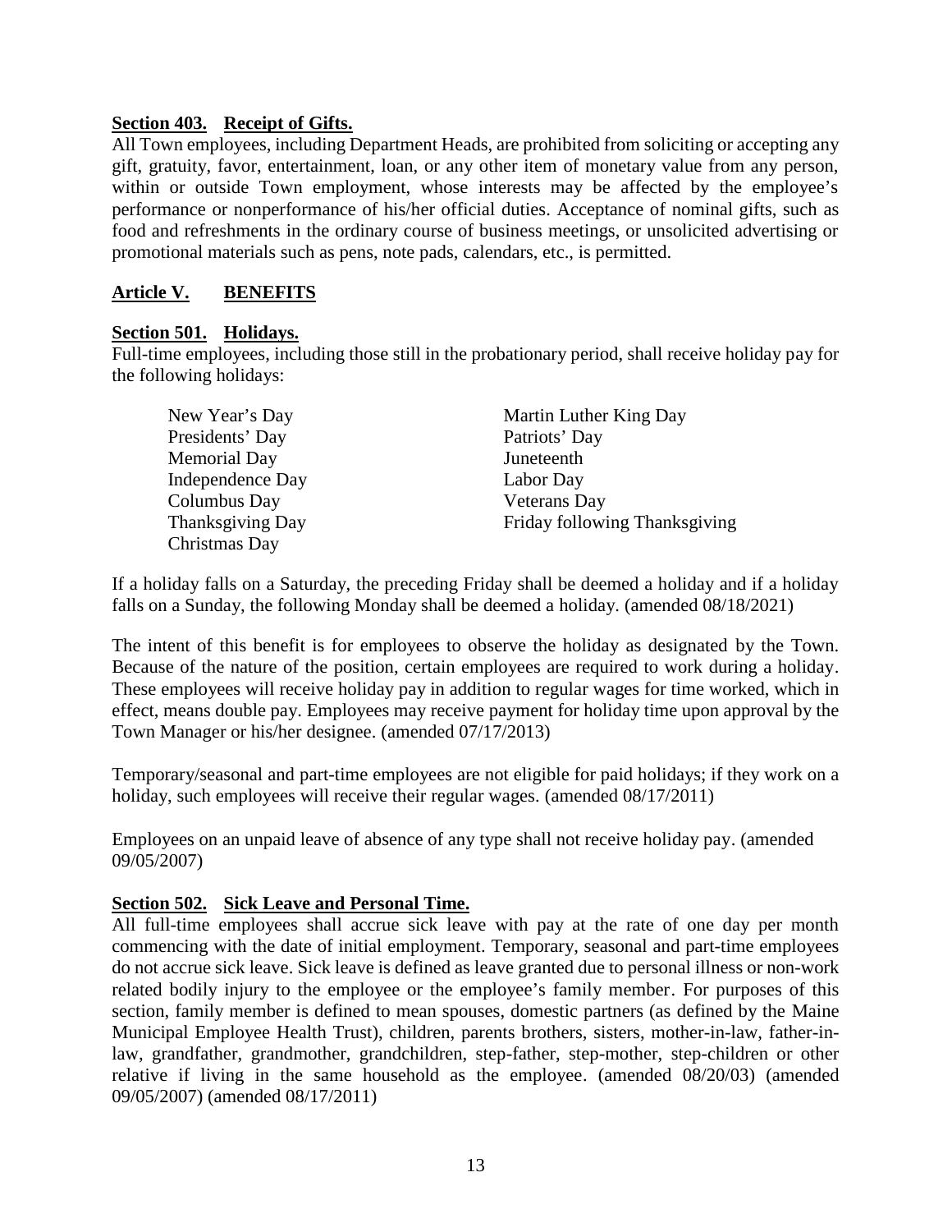**Section 403. Receipt of Gifts.**

All Town employees, including Department Heads, are prohibited from soliciting or accepting any gift, gratuity, favor, entertainment, loan, or any other item of monetary value from any person, within or outside Town employment, whose interests may be affected by the employee's performance or nonperformance of his/her official duties. Acceptance of nominal gifts, such as food and refreshments in the ordinary course of business meetings, or unsolicited advertising or promotional materials such as pens, note pads, calendars, etc., is permitted.

## Article V. BENEFITS

**Section 501. Holidays.**

Full-time employees, including those still in the probationary period, shall receive holiday pay for the following holidays:

| | |
|---|---|
| New Year's Day | Martin Luther King Day |
| Presidents' Day | Patriots' Day |
| Memorial Day | Juneteenth |
| Independence Day | Labor Day |
| Columbus Day | Veterans Day |
| Thanksgiving Day | Friday following Thanksgiving |
| Christmas Day | |

If a holiday falls on a Saturday, the preceding Friday shall be deemed a holiday and if a holiday falls on a Sunday, the following Monday shall be deemed a holiday. (amended 08/18/2021)

The intent of this benefit is for employees to observe the holiday as designated by the Town. Because of the nature of the position, certain employees are required to work during a holiday. These employees will receive holiday pay in addition to regular wages for time worked, which in effect, means double pay. Employees may receive payment for holiday time upon approval by the Town Manager or his/her designee. (amended 07/17/2013)

Temporary/seasonal and part-time employees are not eligible for paid holidays; if they work on a holiday, such employees will receive their regular wages. (amended 08/17/2011)

Employees on an unpaid leave of absence of any type shall not receive holiday pay. (amended 09/05/2007)

**Section 502. Sick Leave and Personal Time.**

All full-time employees shall accrue sick leave with pay at the rate of one day per month commencing with the date of initial employment. Temporary, seasonal and part-time employees do not accrue sick leave. Sick leave is defined as leave granted due to personal illness or non-work related bodily injury to the employee or the employee's family member. For purposes of this section, family member is defined to mean spouses, domestic partners (as defined by the Maine Municipal Employee Health Trust), children, parents brothers, sisters, mother-in-law, father-in-law, grandfather, grandmother, grandchildren, step-father, step-mother, step-children or other relative if living in the same household as the employee. (amended 08/20/03) (amended 09/05/2007) (amended 08/17/2011)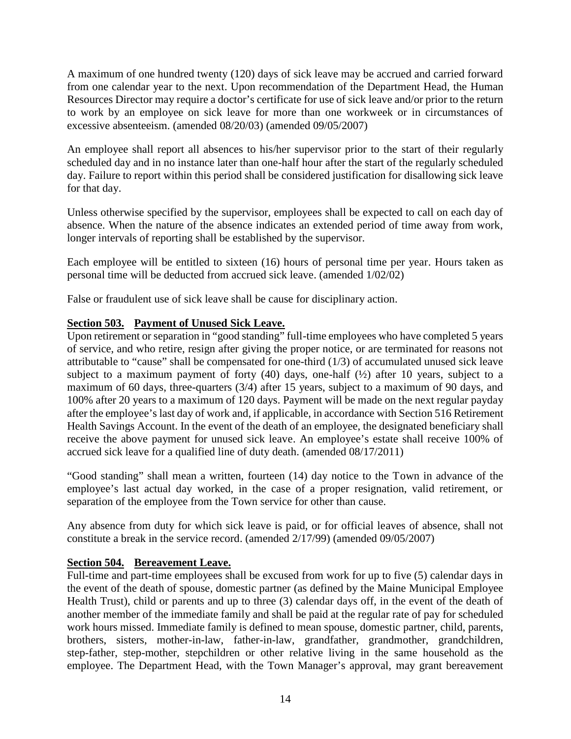A maximum of one hundred twenty (120) days of sick leave may be accrued and carried forward from one calendar year to the next. Upon recommendation of the Department Head, the Human Resources Director may require a doctor's certificate for use of sick leave and/or prior to the return to work by an employee on sick leave for more than one workweek or in circumstances of excessive absenteeism. (amended 08/20/03) (amended 09/05/2007)

An employee shall report all absences to his/her supervisor prior to the start of their regularly scheduled day and in no instance later than one-half hour after the start of the regularly scheduled day. Failure to report within this period shall be considered justification for disallowing sick leave for that day.

Unless otherwise specified by the supervisor, employees shall be expected to call on each day of absence. When the nature of the absence indicates an extended period of time away from work, longer intervals of reporting shall be established by the supervisor.

Each employee will be entitled to sixteen (16) hours of personal time per year. Hours taken as personal time will be deducted from accrued sick leave. (amended 1/02/02)

False or fraudulent use of sick leave shall be cause for disciplinary action.

**Section 503. Payment of Unused Sick Leave.**

Upon retirement or separation in "good standing" full-time employees who have completed 5 years of service, and who retire, resign after giving the proper notice, or are terminated for reasons not attributable to "cause" shall be compensated for one-third (1/3) of accumulated unused sick leave subject to a maximum payment of forty (40) days, one-half (½) after 10 years, subject to a maximum of 60 days, three-quarters (3/4) after 15 years, subject to a maximum of 90 days, and 100% after 20 years to a maximum of 120 days. Payment will be made on the next regular payday after the employee's last day of work and, if applicable, in accordance with Section 516 Retirement Health Savings Account. In the event of the death of an employee, the designated beneficiary shall receive the above payment for unused sick leave. An employee's estate shall receive 100% of accrued sick leave for a qualified line of duty death. (amended 08/17/2011)

"Good standing" shall mean a written, fourteen (14) day notice to the Town in advance of the employee's last actual day worked, in the case of a proper resignation, valid retirement, or separation of the employee from the Town service for other than cause.

Any absence from duty for which sick leave is paid, or for official leaves of absence, shall not constitute a break in the service record. (amended 2/17/99) (amended 09/05/2007)

**Section 504. Bereavement Leave.**

Full-time and part-time employees shall be excused from work for up to five (5) calendar days in the event of the death of spouse, domestic partner (as defined by the Maine Municipal Employee Health Trust), child or parents and up to three (3) calendar days off, in the event of the death of another member of the immediate family and shall be paid at the regular rate of pay for scheduled work hours missed. Immediate family is defined to mean spouse, domestic partner, child, parents, brothers, sisters, mother-in-law, father-in-law, grandfather, grandmother, grandchildren, step-father, step-mother, stepchildren or other relative living in the same household as the employee. The Department Head, with the Town Manager's approval, may grant bereavement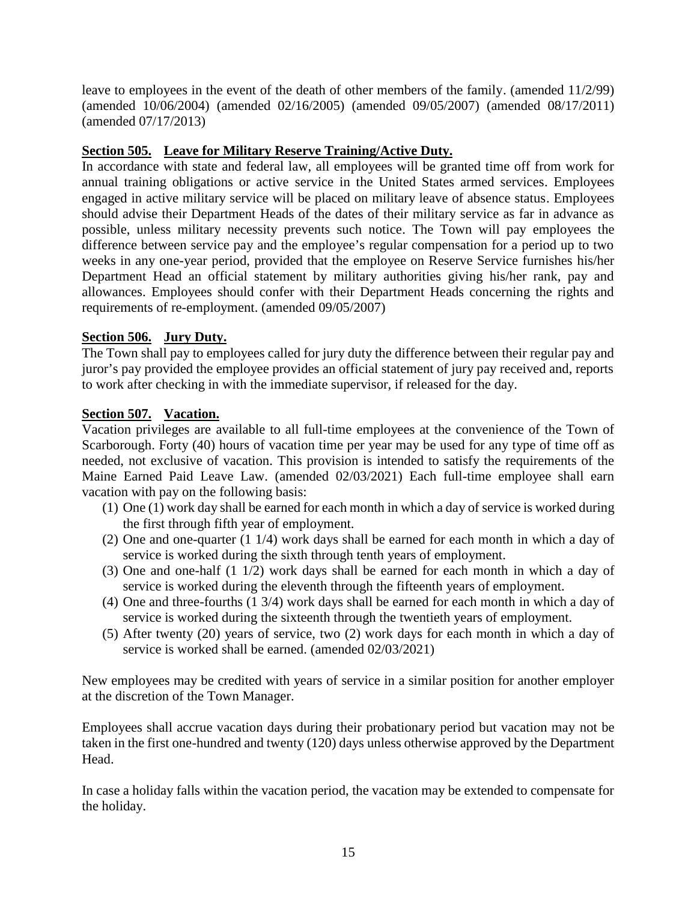leave to employees in the event of the death of other members of the family. (amended 11/2/99) (amended 10/06/2004) (amended 02/16/2005) (amended 09/05/2007) (amended 08/17/2011) (amended 07/17/2013)

**Section 505. Leave for Military Reserve Training/Active Duty.**

In accordance with state and federal law, all employees will be granted time off from work for annual training obligations or active service in the United States armed services. Employees engaged in active military service will be placed on military leave of absence status. Employees should advise their Department Heads of the dates of their military service as far in advance as possible, unless military necessity prevents such notice. The Town will pay employees the difference between service pay and the employee's regular compensation for a period up to two weeks in any one-year period, provided that the employee on Reserve Service furnishes his/her Department Head an official statement by military authorities giving his/her rank, pay and allowances. Employees should confer with their Department Heads concerning the rights and requirements of re-employment. (amended 09/05/2007)

**Section 506. Jury Duty.**

The Town shall pay to employees called for jury duty the difference between their regular pay and juror's pay provided the employee provides an official statement of jury pay received and, reports to work after checking in with the immediate supervisor, if released for the day.

**Section 507. Vacation.**

Vacation privileges are available to all full-time employees at the convenience of the Town of Scarborough. Forty (40) hours of vacation time per year may be used for any type of time off as needed, not exclusive of vacation. This provision is intended to satisfy the requirements of the Maine Earned Paid Leave Law. (amended 02/03/2021) Each full-time employee shall earn vacation with pay on the following basis:

(1) One (1) work day shall be earned for each month in which a day of service is worked during the first through fifth year of employment.
(2) One and one-quarter (1 1/4) work days shall be earned for each month in which a day of service is worked during the sixth through tenth years of employment.
(3) One and one-half (1 1/2) work days shall be earned for each month in which a day of service is worked during the eleventh through the fifteenth years of employment.
(4) One and three-fourths (1 3/4) work days shall be earned for each month in which a day of service is worked during the sixteenth through the twentieth years of employment.
(5) After twenty (20) years of service, two (2) work days for each month in which a day of service is worked shall be earned. (amended 02/03/2021)

New employees may be credited with years of service in a similar position for another employer at the discretion of the Town Manager.

Employees shall accrue vacation days during their probationary period but vacation may not be taken in the first one-hundred and twenty (120) days unless otherwise approved by the Department Head.

In case a holiday falls within the vacation period, the vacation may be extended to compensate for the holiday.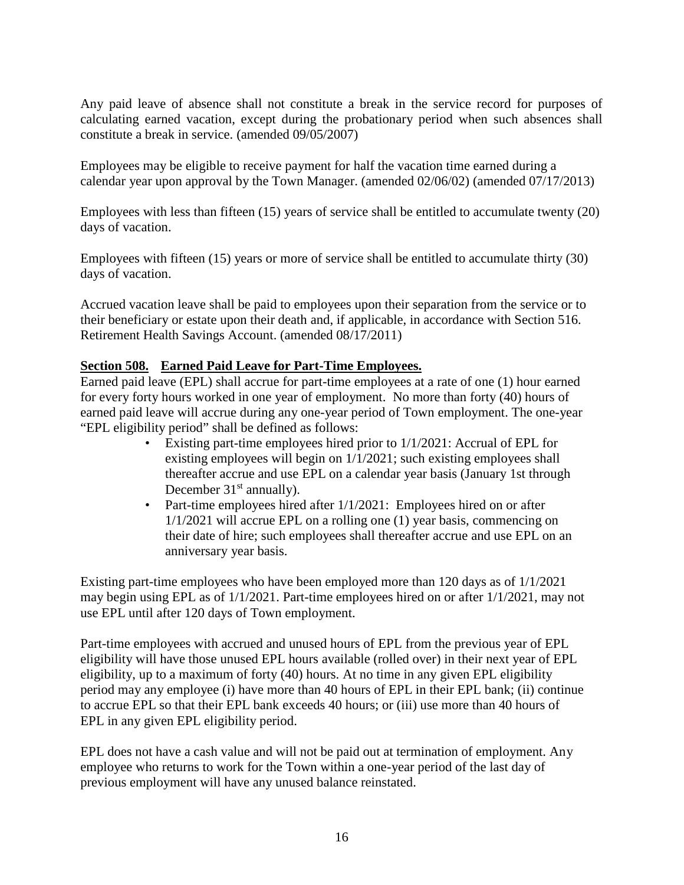Any paid leave of absence shall not constitute a break in the service record for purposes of calculating earned vacation, except during the probationary period when such absences shall constitute a break in service. (amended 09/05/2007)

Employees may be eligible to receive payment for half the vacation time earned during a calendar year upon approval by the Town Manager. (amended 02/06/02) (amended 07/17/2013)

Employees with less than fifteen (15) years of service shall be entitled to accumulate twenty (20) days of vacation.

Employees with fifteen (15) years or more of service shall be entitled to accumulate thirty (30) days of vacation.

Accrued vacation leave shall be paid to employees upon their separation from the service or to their beneficiary or estate upon their death and, if applicable, in accordance with Section 516. Retirement Health Savings Account. (amended 08/17/2011)

**Section 508. Earned Paid Leave for Part-Time Employees.**

Earned paid leave (EPL) shall accrue for part-time employees at a rate of one (1) hour earned for every forty hours worked in one year of employment. No more than forty (40) hours of earned paid leave will accrue during any one-year period of Town employment. The one-year "EPL eligibility period" shall be defined as follows:

- Existing part-time employees hired prior to 1/1/2021: Accrual of EPL for existing employees will begin on 1/1/2021; such existing employees shall thereafter accrue and use EPL on a calendar year basis (January 1st through December 31st annually).
- Part-time employees hired after 1/1/2021: Employees hired on or after 1/1/2021 will accrue EPL on a rolling one (1) year basis, commencing on their date of hire; such employees shall thereafter accrue and use EPL on an anniversary year basis.

Existing part-time employees who have been employed more than 120 days as of 1/1/2021 may begin using EPL as of 1/1/2021. Part-time employees hired on or after 1/1/2021, may not use EPL until after 120 days of Town employment.

Part-time employees with accrued and unused hours of EPL from the previous year of EPL eligibility will have those unused EPL hours available (rolled over) in their next year of EPL eligibility, up to a maximum of forty (40) hours. At no time in any given EPL eligibility period may any employee (i) have more than 40 hours of EPL in their EPL bank; (ii) continue to accrue EPL so that their EPL bank exceeds 40 hours; or (iii) use more than 40 hours of EPL in any given EPL eligibility period.

EPL does not have a cash value and will not be paid out at termination of employment. Any employee who returns to work for the Town within a one-year period of the last day of previous employment will have any unused balance reinstated.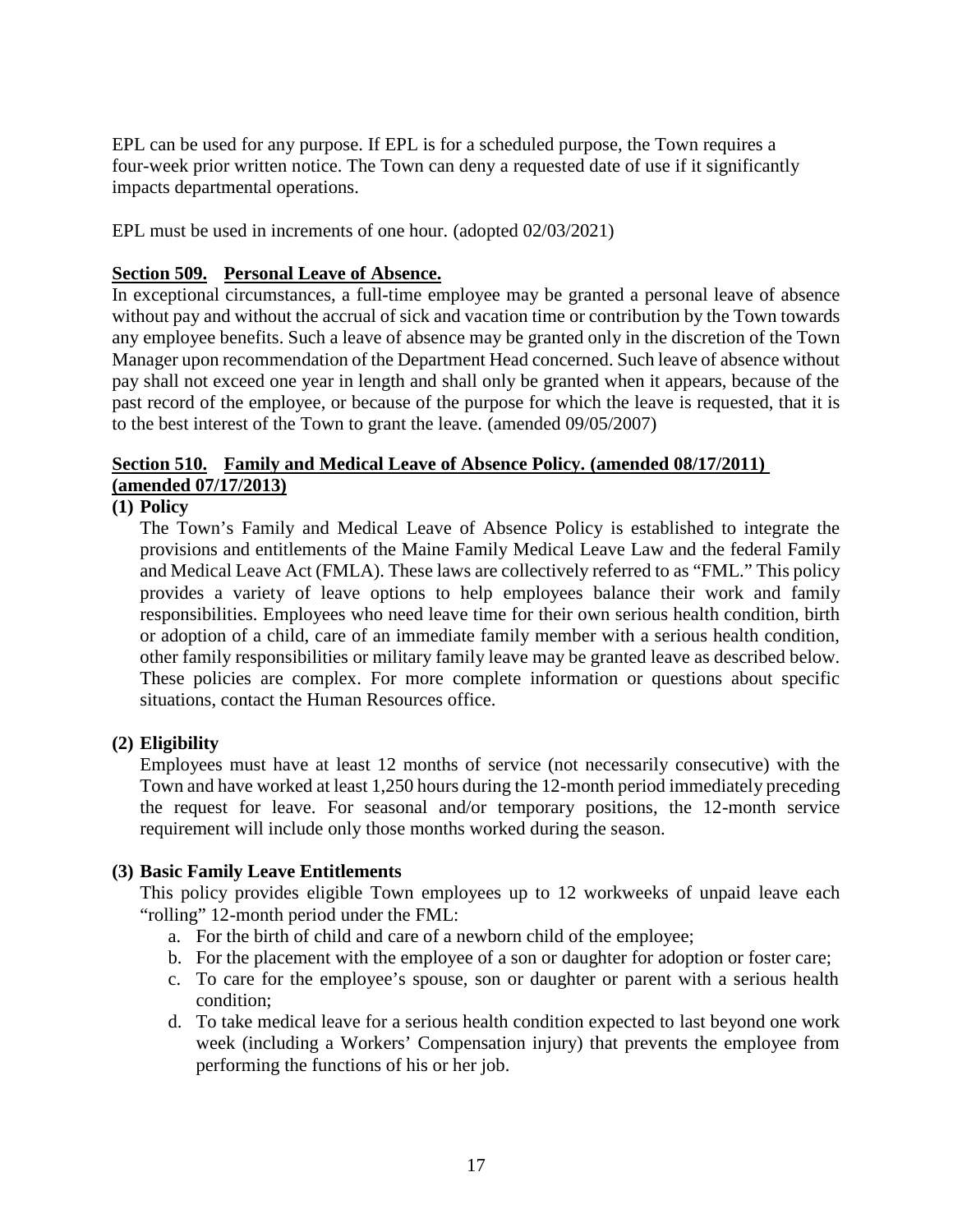EPL can be used for any purpose. If EPL is for a scheduled purpose, the Town requires a four-week prior written notice. The Town can deny a requested date of use if it significantly impacts departmental operations.

EPL must be used in increments of one hour. (adopted 02/03/2021)

**Section 509. Personal Leave of Absence.**

In exceptional circumstances, a full-time employee may be granted a personal leave of absence without pay and without the accrual of sick and vacation time or contribution by the Town towards any employee benefits. Such a leave of absence may be granted only in the discretion of the Town Manager upon recommendation of the Department Head concerned. Such leave of absence without pay shall not exceed one year in length and shall only be granted when it appears, because of the past record of the employee, or because of the purpose for which the leave is requested, that it is to the best interest of the Town to grant the leave. (amended 09/05/2007)

**Section 510. Family and Medical Leave of Absence Policy. (amended 08/17/2011) (amended 07/17/2013)**

**(1) Policy**

The Town's Family and Medical Leave of Absence Policy is established to integrate the provisions and entitlements of the Maine Family Medical Leave Law and the federal Family and Medical Leave Act (FMLA). These laws are collectively referred to as "FML." This policy provides a variety of leave options to help employees balance their work and family responsibilities. Employees who need leave time for their own serious health condition, birth or adoption of a child, care of an immediate family member with a serious health condition, other family responsibilities or military family leave may be granted leave as described below. These policies are complex. For more complete information or questions about specific situations, contact the Human Resources office.

**(2) Eligibility**

Employees must have at least 12 months of service (not necessarily consecutive) with the Town and have worked at least 1,250 hours during the 12-month period immediately preceding the request for leave. For seasonal and/or temporary positions, the 12-month service requirement will include only those months worked during the season.

**(3) Basic Family Leave Entitlements**

This policy provides eligible Town employees up to 12 workweeks of unpaid leave each "rolling" 12-month period under the FML:

a. For the birth of child and care of a newborn child of the employee;
b. For the placement with the employee of a son or daughter for adoption or foster care;
c. To care for the employee's spouse, son or daughter or parent with a serious health condition;
d. To take medical leave for a serious health condition expected to last beyond one work week (including a Workers' Compensation injury) that prevents the employee from performing the functions of his or her job.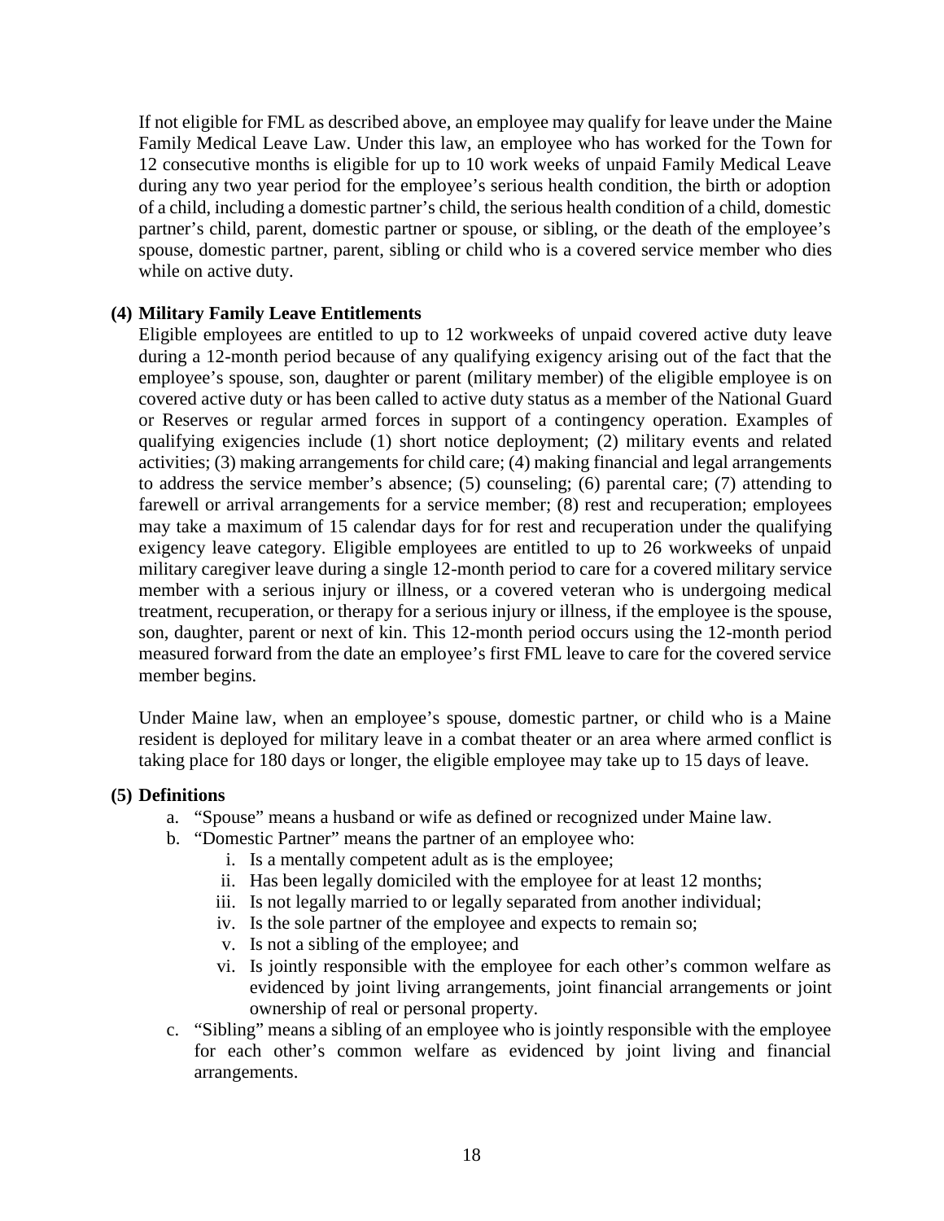If not eligible for FML as described above, an employee may qualify for leave under the Maine Family Medical Leave Law. Under this law, an employee who has worked for the Town for 12 consecutive months is eligible for up to 10 work weeks of unpaid Family Medical Leave during any two year period for the employee's serious health condition, the birth or adoption of a child, including a domestic partner's child, the serious health condition of a child, domestic partner's child, parent, domestic partner or spouse, or sibling, or the death of the employee's spouse, domestic partner, parent, sibling or child who is a covered service member who dies while on active duty.

**(4) Military Family Leave Entitlements**

Eligible employees are entitled to up to 12 workweeks of unpaid covered active duty leave during a 12-month period because of any qualifying exigency arising out of the fact that the employee's spouse, son, daughter or parent (military member) of the eligible employee is on covered active duty or has been called to active duty status as a member of the National Guard or Reserves or regular armed forces in support of a contingency operation. Examples of qualifying exigencies include (1) short notice deployment; (2) military events and related activities; (3) making arrangements for child care; (4) making financial and legal arrangements to address the service member's absence; (5) counseling; (6) parental care; (7) attending to farewell or arrival arrangements for a service member; (8) rest and recuperation; employees may take a maximum of 15 calendar days for for rest and recuperation under the qualifying exigency leave category. Eligible employees are entitled to up to 26 workweeks of unpaid military caregiver leave during a single 12-month period to care for a covered military service member with a serious injury or illness, or a covered veteran who is undergoing medical treatment, recuperation, or therapy for a serious injury or illness, if the employee is the spouse, son, daughter, parent or next of kin. This 12-month period occurs using the 12-month period measured forward from the date an employee's first FML leave to care for the covered service member begins.

Under Maine law, when an employee's spouse, domestic partner, or child who is a Maine resident is deployed for military leave in a combat theater or an area where armed conflict is taking place for 180 days or longer, the eligible employee may take up to 15 days of leave.

**(5) Definitions**

a. "Spouse" means a husband or wife as defined or recognized under Maine law.
b. "Domestic Partner" means the partner of an employee who:
   i. Is a mentally competent adult as is the employee;
   ii. Has been legally domiciled with the employee for at least 12 months;
   iii. Is not legally married to or legally separated from another individual;
   iv. Is the sole partner of the employee and expects to remain so;
   v. Is not a sibling of the employee; and
   vi. Is jointly responsible with the employee for each other's common welfare as evidenced by joint living arrangements, joint financial arrangements or joint ownership of real or personal property.
c. "Sibling" means a sibling of an employee who is jointly responsible with the employee for each other's common welfare as evidenced by joint living and financial arrangements.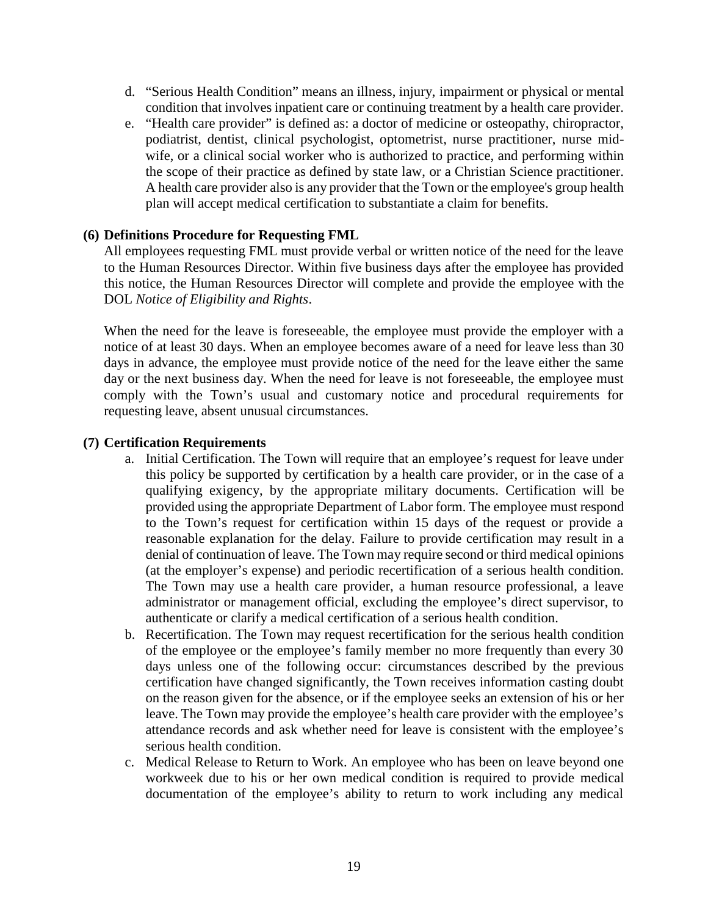d. "Serious Health Condition" means an illness, injury, impairment or physical or mental condition that involves inpatient care or continuing treatment by a health care provider.
e. "Health care provider" is defined as: a doctor of medicine or osteopathy, chiropractor, podiatrist, dentist, clinical psychologist, optometrist, nurse practitioner, nurse mid-wife, or a clinical social worker who is authorized to practice, and performing within the scope of their practice as defined by state law, or a Christian Science practitioner. A health care provider also is any provider that the Town or the employee's group health plan will accept medical certification to substantiate a claim for benefits.

**(6) Definitions Procedure for Requesting FML**

All employees requesting FML must provide verbal or written notice of the need for the leave to the Human Resources Director. Within five business days after the employee has provided this notice, the Human Resources Director will complete and provide the employee with the DOL *Notice of Eligibility and Rights*.

When the need for the leave is foreseeable, the employee must provide the employer with a notice of at least 30 days. When an employee becomes aware of a need for leave less than 30 days in advance, the employee must provide notice of the need for the leave either the same day or the next business day. When the need for leave is not foreseeable, the employee must comply with the Town's usual and customary notice and procedural requirements for requesting leave, absent unusual circumstances.

**(7) Certification Requirements**

a. Initial Certification. The Town will require that an employee's request for leave under this policy be supported by certification by a health care provider, or in the case of a qualifying exigency, by the appropriate military documents. Certification will be provided using the appropriate Department of Labor form. The employee must respond to the Town's request for certification within 15 days of the request or provide a reasonable explanation for the delay. Failure to provide certification may result in a denial of continuation of leave. The Town may require second or third medical opinions (at the employer's expense) and periodic recertification of a serious health condition. The Town may use a health care provider, a human resource professional, a leave administrator or management official, excluding the employee's direct supervisor, to authenticate or clarify a medical certification of a serious health condition.
b. Recertification. The Town may request recertification for the serious health condition of the employee or the employee's family member no more frequently than every 30 days unless one of the following occur: circumstances described by the previous certification have changed significantly, the Town receives information casting doubt on the reason given for the absence, or if the employee seeks an extension of his or her leave. The Town may provide the employee's health care provider with the employee's attendance records and ask whether need for leave is consistent with the employee's serious health condition.
c. Medical Release to Return to Work. An employee who has been on leave beyond one workweek due to his or her own medical condition is required to provide medical documentation of the employee's ability to return to work including any medical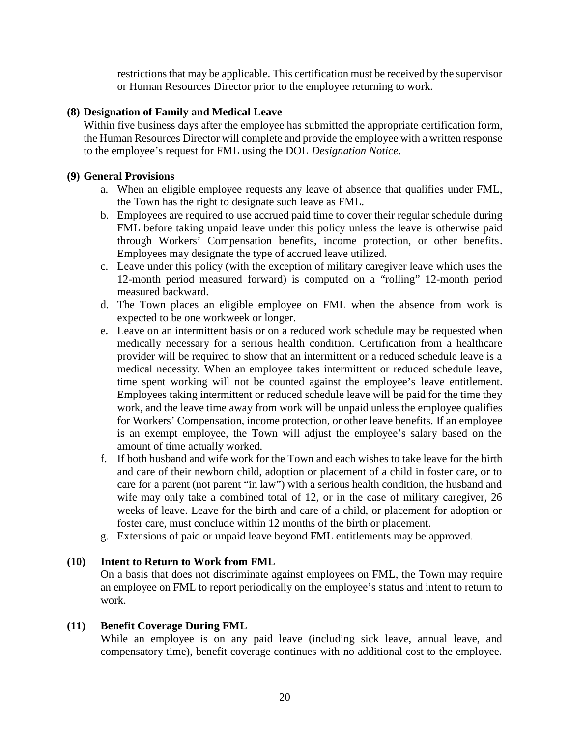restrictions that may be applicable. This certification must be received by the supervisor or Human Resources Director prior to the employee returning to work.

**(8) Designation of Family and Medical Leave**

Within five business days after the employee has submitted the appropriate certification form, the Human Resources Director will complete and provide the employee with a written response to the employee's request for FML using the DOL *Designation Notice*.

**(9) General Provisions**

a. When an eligible employee requests any leave of absence that qualifies under FML, the Town has the right to designate such leave as FML.
b. Employees are required to use accrued paid time to cover their regular schedule during FML before taking unpaid leave under this policy unless the leave is otherwise paid through Workers' Compensation benefits, income protection, or other benefits. Employees may designate the type of accrued leave utilized.
c. Leave under this policy (with the exception of military caregiver leave which uses the 12-month period measured forward) is computed on a "rolling" 12-month period measured backward.
d. The Town places an eligible employee on FML when the absence from work is expected to be one workweek or longer.
e. Leave on an intermittent basis or on a reduced work schedule may be requested when medically necessary for a serious health condition. Certification from a healthcare provider will be required to show that an intermittent or a reduced schedule leave is a medical necessity. When an employee takes intermittent or reduced schedule leave, time spent working will not be counted against the employee's leave entitlement. Employees taking intermittent or reduced schedule leave will be paid for the time they work, and the leave time away from work will be unpaid unless the employee qualifies for Workers' Compensation, income protection, or other leave benefits. If an employee is an exempt employee, the Town will adjust the employee's salary based on the amount of time actually worked.
f. If both husband and wife work for the Town and each wishes to take leave for the birth and care of their newborn child, adoption or placement of a child in foster care, or to care for a parent (not parent "in law") with a serious health condition, the husband and wife may only take a combined total of 12, or in the case of military caregiver, 26 weeks of leave. Leave for the birth and care of a child, or placement for adoption or foster care, must conclude within 12 months of the birth or placement.
g. Extensions of paid or unpaid leave beyond FML entitlements may be approved.

**(10) Intent to Return to Work from FML**

On a basis that does not discriminate against employees on FML, the Town may require an employee on FML to report periodically on the employee's status and intent to return to work.

**(11) Benefit Coverage During FML**

While an employee is on any paid leave (including sick leave, annual leave, and compensatory time), benefit coverage continues with no additional cost to the employee.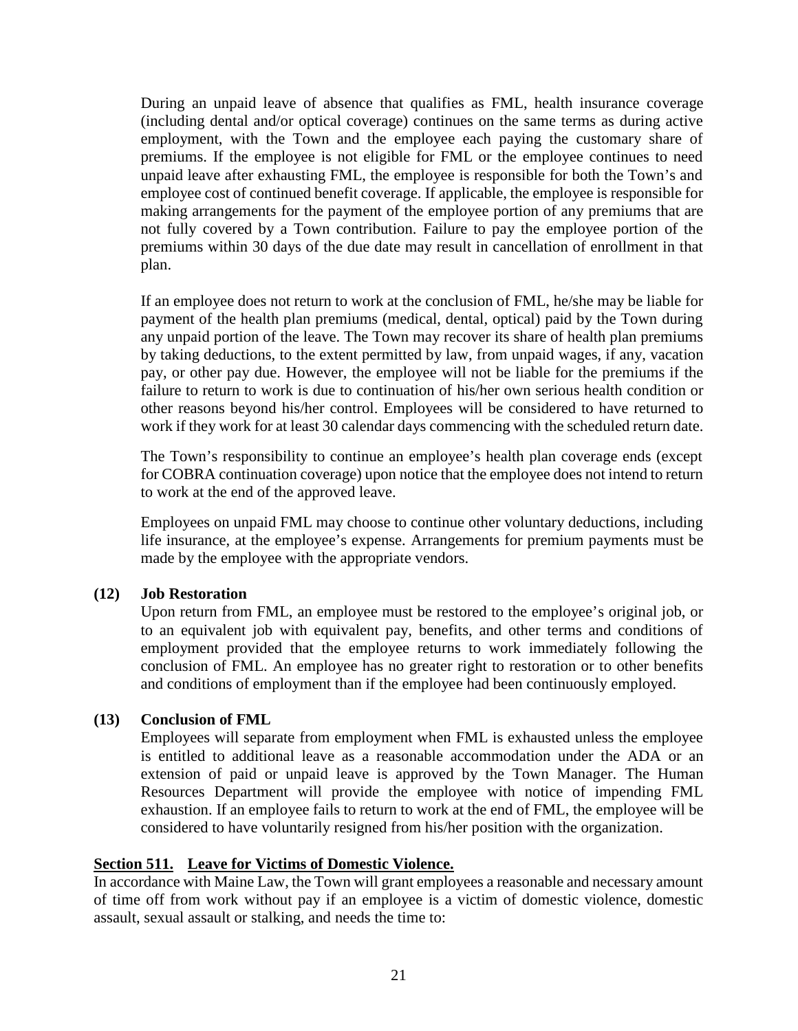During an unpaid leave of absence that qualifies as FML, health insurance coverage (including dental and/or optical coverage) continues on the same terms as during active employment, with the Town and the employee each paying the customary share of premiums. If the employee is not eligible for FML or the employee continues to need unpaid leave after exhausting FML, the employee is responsible for both the Town's and employee cost of continued benefit coverage. If applicable, the employee is responsible for making arrangements for the payment of the employee portion of any premiums that are not fully covered by a Town contribution. Failure to pay the employee portion of the premiums within 30 days of the due date may result in cancellation of enrollment in that plan.

If an employee does not return to work at the conclusion of FML, he/she may be liable for payment of the health plan premiums (medical, dental, optical) paid by the Town during any unpaid portion of the leave. The Town may recover its share of health plan premiums by taking deductions, to the extent permitted by law, from unpaid wages, if any, vacation pay, or other pay due. However, the employee will not be liable for the premiums if the failure to return to work is due to continuation of his/her own serious health condition or other reasons beyond his/her control. Employees will be considered to have returned to work if they work for at least 30 calendar days commencing with the scheduled return date.

The Town's responsibility to continue an employee's health plan coverage ends (except for COBRA continuation coverage) upon notice that the employee does not intend to return to work at the end of the approved leave.

Employees on unpaid FML may choose to continue other voluntary deductions, including life insurance, at the employee's expense. Arrangements for premium payments must be made by the employee with the appropriate vendors.

**(12) Job Restoration**

Upon return from FML, an employee must be restored to the employee's original job, or to an equivalent job with equivalent pay, benefits, and other terms and conditions of employment provided that the employee returns to work immediately following the conclusion of FML. An employee has no greater right to restoration or to other benefits and conditions of employment than if the employee had been continuously employed.

**(13) Conclusion of FML**

Employees will separate from employment when FML is exhausted unless the employee is entitled to additional leave as a reasonable accommodation under the ADA or an extension of paid or unpaid leave is approved by the Town Manager. The Human Resources Department will provide the employee with notice of impending FML exhaustion. If an employee fails to return to work at the end of FML, the employee will be considered to have voluntarily resigned from his/her position with the organization.

## Section 511. Leave for Victims of Domestic Violence.

In accordance with Maine Law, the Town will grant employees a reasonable and necessary amount of time off from work without pay if an employee is a victim of domestic violence, domestic assault, sexual assault or stalking, and needs the time to: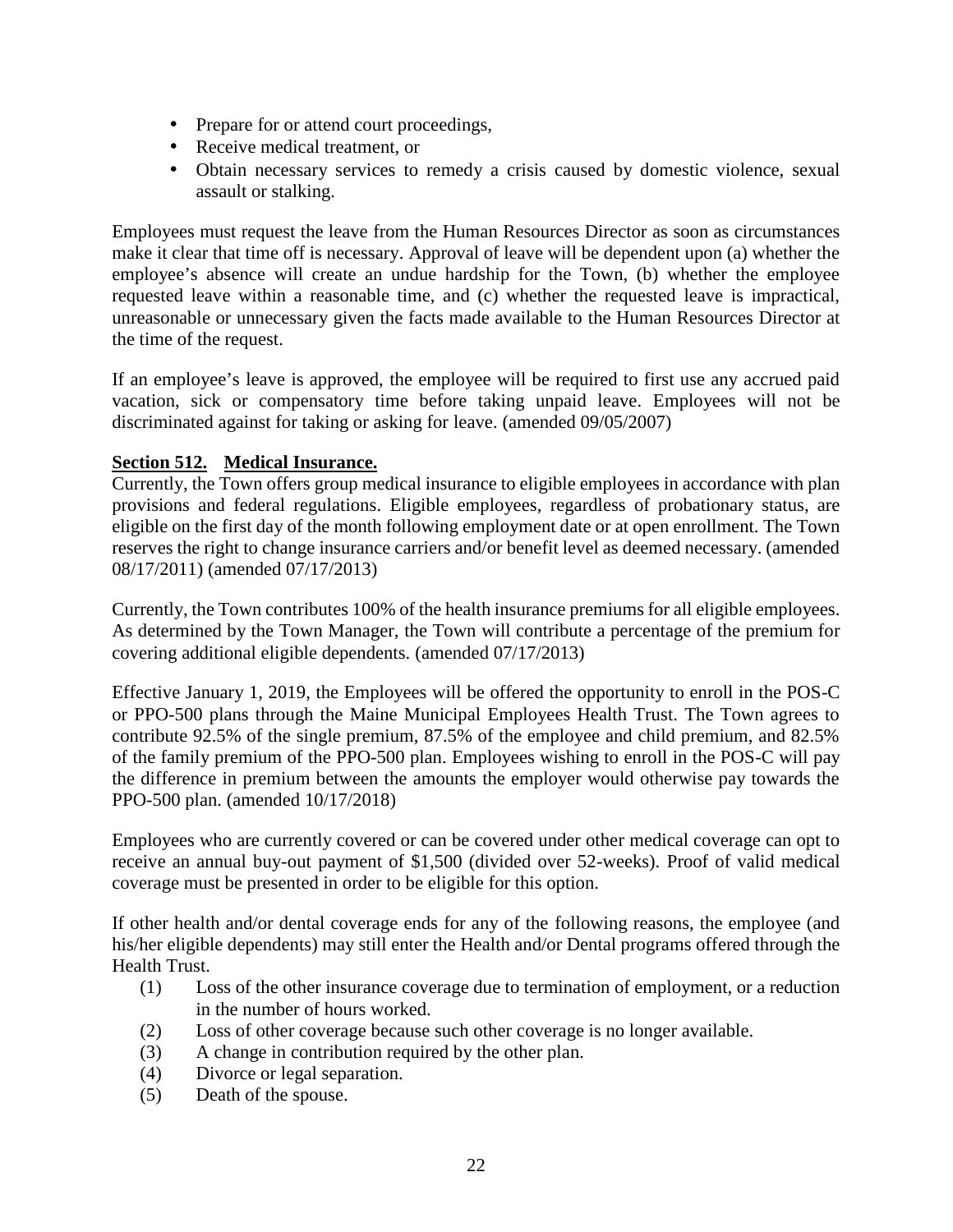- Prepare for or attend court proceedings,
- Receive medical treatment, or
- Obtain necessary services to remedy a crisis caused by domestic violence, sexual assault or stalking.

Employees must request the leave from the Human Resources Director as soon as circumstances make it clear that time off is necessary. Approval of leave will be dependent upon (a) whether the employee's absence will create an undue hardship for the Town, (b) whether the employee requested leave within a reasonable time, and (c) whether the requested leave is impractical, unreasonable or unnecessary given the facts made available to the Human Resources Director at the time of the request.

If an employee's leave is approved, the employee will be required to first use any accrued paid vacation, sick or compensatory time before taking unpaid leave. Employees will not be discriminated against for taking or asking for leave. (amended 09/05/2007)

**Section 512. Medical Insurance.**

Currently, the Town offers group medical insurance to eligible employees in accordance with plan provisions and federal regulations. Eligible employees, regardless of probationary status, are eligible on the first day of the month following employment date or at open enrollment. The Town reserves the right to change insurance carriers and/or benefit level as deemed necessary. (amended 08/17/2011) (amended 07/17/2013)

Currently, the Town contributes 100% of the health insurance premiums for all eligible employees. As determined by the Town Manager, the Town will contribute a percentage of the premium for covering additional eligible dependents. (amended 07/17/2013)

Effective January 1, 2019, the Employees will be offered the opportunity to enroll in the POS-C or PPO-500 plans through the Maine Municipal Employees Health Trust. The Town agrees to contribute 92.5% of the single premium, 87.5% of the employee and child premium, and 82.5% of the family premium of the PPO-500 plan. Employees wishing to enroll in the POS-C will pay the difference in premium between the amounts the employer would otherwise pay towards the PPO-500 plan. (amended 10/17/2018)

Employees who are currently covered or can be covered under other medical coverage can opt to receive an annual buy-out payment of $1,500 (divided over 52-weeks). Proof of valid medical coverage must be presented in order to be eligible for this option.

If other health and/or dental coverage ends for any of the following reasons, the employee (and his/her eligible dependents) may still enter the Health and/or Dental programs offered through the Health Trust.

(1) Loss of the other insurance coverage due to termination of employment, or a reduction in the number of hours worked.
(2) Loss of other coverage because such other coverage is no longer available.
(3) A change in contribution required by the other plan.
(4) Divorce or legal separation.
(5) Death of the spouse.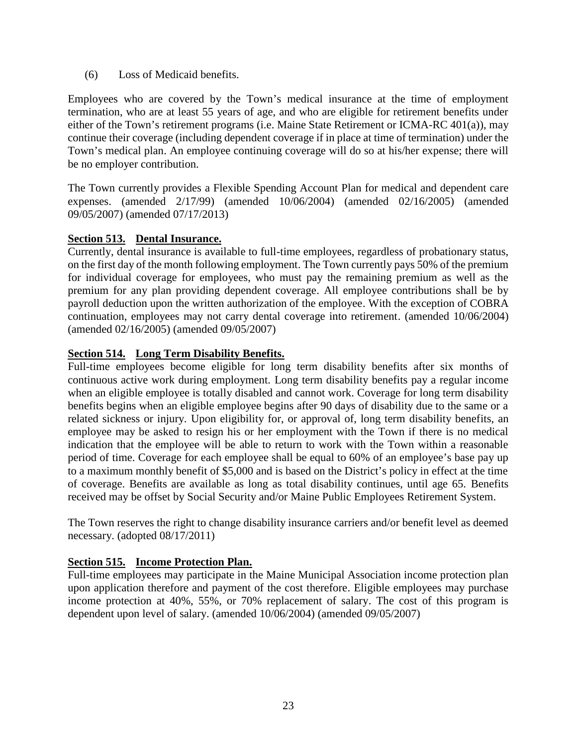(6) Loss of Medicaid benefits.

Employees who are covered by the Town's medical insurance at the time of employment termination, who are at least 55 years of age, and who are eligible for retirement benefits under either of the Town's retirement programs (i.e. Maine State Retirement or ICMA-RC 401(a)), may continue their coverage (including dependent coverage if in place at time of termination) under the Town's medical plan. An employee continuing coverage will do so at his/her expense; there will be no employer contribution.

The Town currently provides a Flexible Spending Account Plan for medical and dependent care expenses. (amended 2/17/99) (amended 10/06/2004) (amended 02/16/2005) (amended 09/05/2007) (amended 07/17/2013)

**Section 513. Dental Insurance.**

Currently, dental insurance is available to full-time employees, regardless of probationary status, on the first day of the month following employment. The Town currently pays 50% of the premium for individual coverage for employees, who must pay the remaining premium as well as the premium for any plan providing dependent coverage. All employee contributions shall be by payroll deduction upon the written authorization of the employee. With the exception of COBRA continuation, employees may not carry dental coverage into retirement. (amended 10/06/2004) (amended 02/16/2005) (amended 09/05/2007)

**Section 514. Long Term Disability Benefits.**

Full-time employees become eligible for long term disability benefits after six months of continuous active work during employment. Long term disability benefits pay a regular income when an eligible employee is totally disabled and cannot work. Coverage for long term disability benefits begins when an eligible employee begins after 90 days of disability due to the same or a related sickness or injury. Upon eligibility for, or approval of, long term disability benefits, an employee may be asked to resign his or her employment with the Town if there is no medical indication that the employee will be able to return to work with the Town within a reasonable period of time. Coverage for each employee shall be equal to 60% of an employee's base pay up to a maximum monthly benefit of $5,000 and is based on the District's policy in effect at the time of coverage. Benefits are available as long as total disability continues, until age 65. Benefits received may be offset by Social Security and/or Maine Public Employees Retirement System.

The Town reserves the right to change disability insurance carriers and/or benefit level as deemed necessary. (adopted 08/17/2011)

**Section 515. Income Protection Plan.**

Full-time employees may participate in the Maine Municipal Association income protection plan upon application therefore and payment of the cost therefore. Eligible employees may purchase income protection at 40%, 55%, or 70% replacement of salary. The cost of this program is dependent upon level of salary. (amended 10/06/2004) (amended 09/05/2007)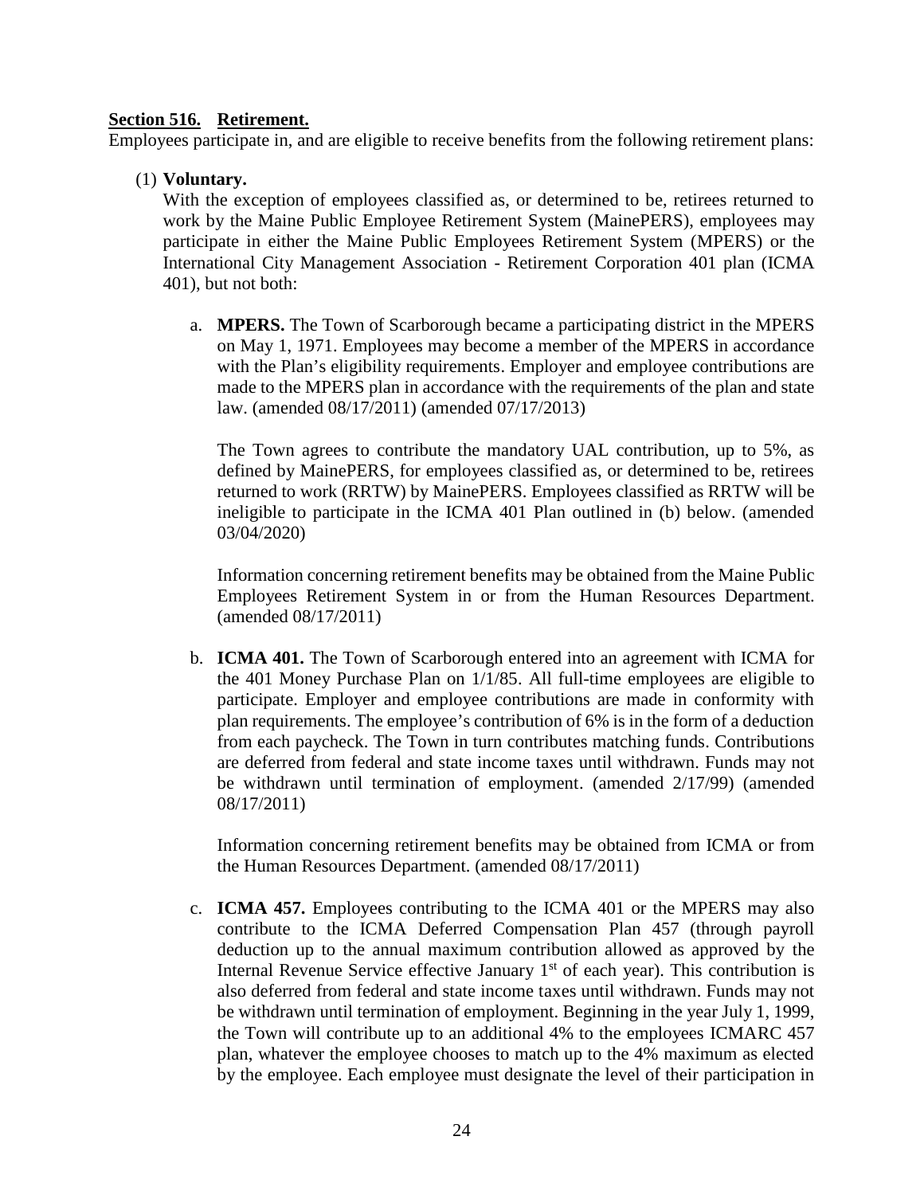**Section 516. Retirement.**

Employees participate in, and are eligible to receive benefits from the following retirement plans:

(1) **Voluntary.**

With the exception of employees classified as, or determined to be, retirees returned to work by the Maine Public Employee Retirement System (MainePERS), employees may participate in either the Maine Public Employees Retirement System (MPERS) or the International City Management Association - Retirement Corporation 401 plan (ICMA 401), but not both:

a. **MPERS.** The Town of Scarborough became a participating district in the MPERS on May 1, 1971. Employees may become a member of the MPERS in accordance with the Plan's eligibility requirements. Employer and employee contributions are made to the MPERS plan in accordance with the requirements of the plan and state law. (amended 08/17/2011) (amended 07/17/2013)

The Town agrees to contribute the mandatory UAL contribution, up to 5%, as defined by MainePERS, for employees classified as, or determined to be, retirees returned to work (RRTW) by MainePERS. Employees classified as RRTW will be ineligible to participate in the ICMA 401 Plan outlined in (b) below. (amended 03/04/2020)

Information concerning retirement benefits may be obtained from the Maine Public Employees Retirement System in or from the Human Resources Department. (amended 08/17/2011)

b. **ICMA 401.** The Town of Scarborough entered into an agreement with ICMA for the 401 Money Purchase Plan on 1/1/85. All full-time employees are eligible to participate. Employer and employee contributions are made in conformity with plan requirements. The employee's contribution of 6% is in the form of a deduction from each paycheck. The Town in turn contributes matching funds. Contributions are deferred from federal and state income taxes until withdrawn. Funds may not be withdrawn until termination of employment. (amended 2/17/99) (amended 08/17/2011)

Information concerning retirement benefits may be obtained from ICMA or from the Human Resources Department. (amended 08/17/2011)

c. **ICMA 457.** Employees contributing to the ICMA 401 or the MPERS may also contribute to the ICMA Deferred Compensation Plan 457 (through payroll deduction up to the annual maximum contribution allowed as approved by the Internal Revenue Service effective January 1st of each year). This contribution is also deferred from federal and state income taxes until withdrawn. Funds may not be withdrawn until termination of employment. Beginning in the year July 1, 1999, the Town will contribute up to an additional 4% to the employees ICMARC 457 plan, whatever the employee chooses to match up to the 4% maximum as elected by the employee. Each employee must designate the level of their participation in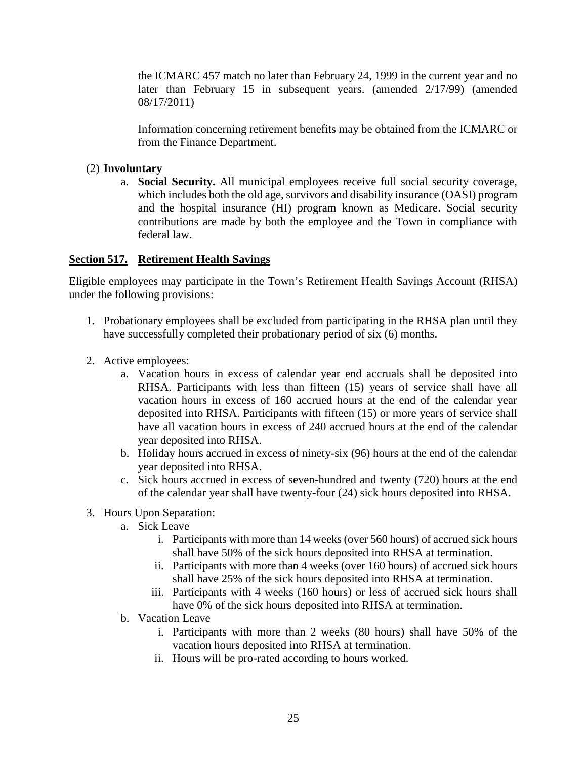the ICMARC 457 match no later than February 24, 1999 in the current year and no later than February 15 in subsequent years. (amended 2/17/99) (amended 08/17/2011)

Information concerning retirement benefits may be obtained from the ICMARC or from the Finance Department.

(2) **Involuntary**

a. **Social Security.** All municipal employees receive full social security coverage, which includes both the old age, survivors and disability insurance (OASI) program and the hospital insurance (HI) program known as Medicare. Social security contributions are made by both the employee and the Town in compliance with federal law.

**Section 517. Retirement Health Savings**

Eligible employees may participate in the Town's Retirement Health Savings Account (RHSA) under the following provisions:

1. Probationary employees shall be excluded from participating in the RHSA plan until they have successfully completed their probationary period of six (6) months.

2. Active employees:
   a. Vacation hours in excess of calendar year end accruals shall be deposited into RHSA. Participants with less than fifteen (15) years of service shall have all vacation hours in excess of 160 accrued hours at the end of the calendar year deposited into RHSA. Participants with fifteen (15) or more years of service shall have all vacation hours in excess of 240 accrued hours at the end of the calendar year deposited into RHSA.
   b. Holiday hours accrued in excess of ninety-six (96) hours at the end of the calendar year deposited into RHSA.
   c. Sick hours accrued in excess of seven-hundred and twenty (720) hours at the end of the calendar year shall have twenty-four (24) sick hours deposited into RHSA.

3. Hours Upon Separation:
   a. Sick Leave
      i. Participants with more than 14 weeks (over 560 hours) of accrued sick hours shall have 50% of the sick hours deposited into RHSA at termination.
      ii. Participants with more than 4 weeks (over 160 hours) of accrued sick hours shall have 25% of the sick hours deposited into RHSA at termination.
      iii. Participants with 4 weeks (160 hours) or less of accrued sick hours shall have 0% of the sick hours deposited into RHSA at termination.
   b. Vacation Leave
      i. Participants with more than 2 weeks (80 hours) shall have 50% of the vacation hours deposited into RHSA at termination.
      ii. Hours will be pro-rated according to hours worked.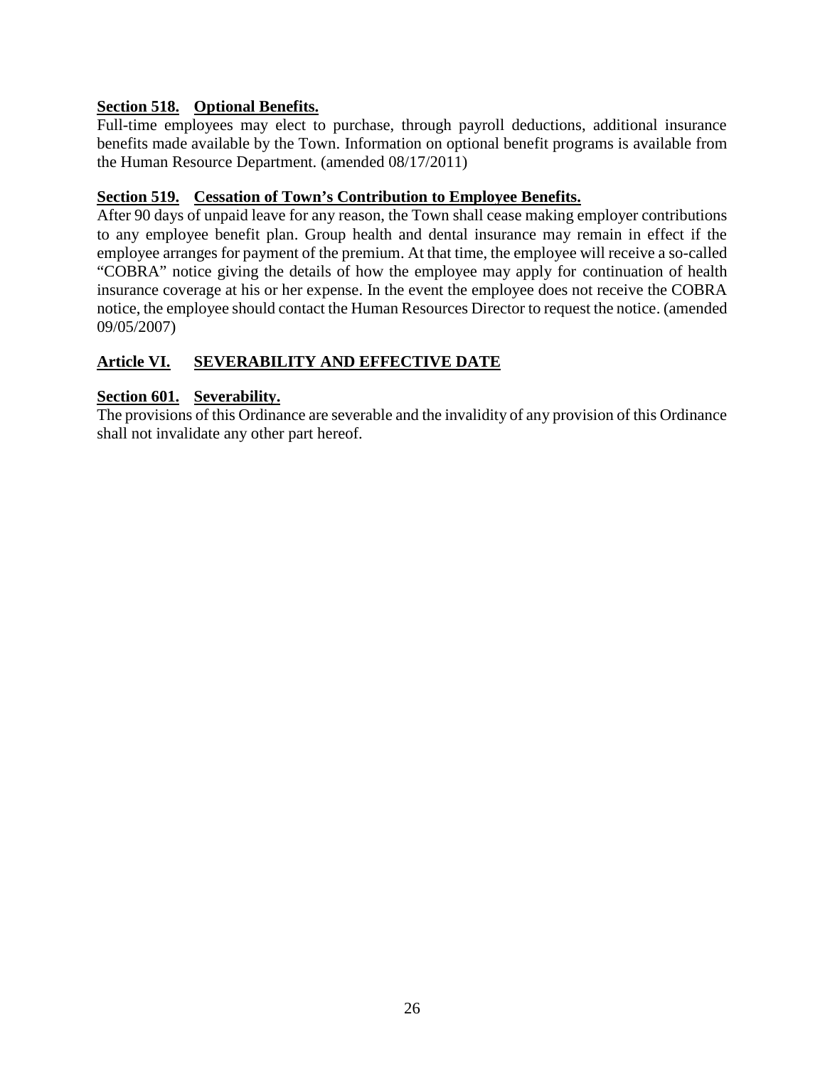### Section 518. Optional Benefits.

Full-time employees may elect to purchase, through payroll deductions, additional insurance benefits made available by the Town. Information on optional benefit programs is available from the Human Resource Department. (amended 08/17/2011)

### Section 519. Cessation of Town's Contribution to Employee Benefits.

After 90 days of unpaid leave for any reason, the Town shall cease making employer contributions to any employee benefit plan. Group health and dental insurance may remain in effect if the employee arranges for payment of the premium. At that time, the employee will receive a so-called "COBRA" notice giving the details of how the employee may apply for continuation of health insurance coverage at his or her expense. In the event the employee does not receive the COBRA notice, the employee should contact the Human Resources Director to request the notice. (amended 09/05/2007)

## Article VI. SEVERABILITY AND EFFECTIVE DATE

### Section 601. Severability.

The provisions of this Ordinance are severable and the invalidity of any provision of this Ordinance shall not invalidate any other part hereof.